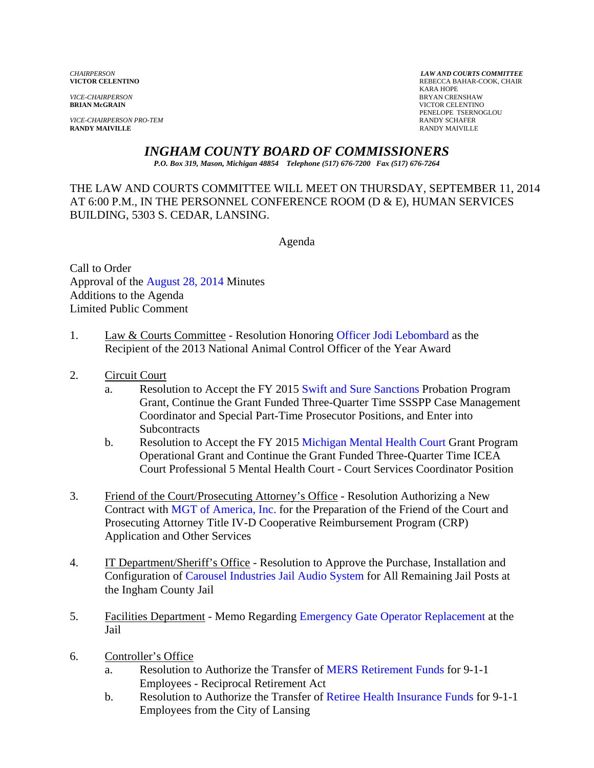*CHAIRPERSON*
**VICTOR CELENTINO**

*VICE-CHAIRPERSON*
**BRIAN McGRAIN**

*VICE-CHAIRPERSON PRO-TEM*
**RANDY MAIVILLE**

***LAW AND COURTS COMMITTEE***
REBECCA BAHAR-COOK, CHAIR
KARA HOPE
BRYAN CRENSHAW
VICTOR CELENTINO
PENELOPE TSERNOGLOU
RANDY SCHAFER
RANDY MAIVILLE

# *INGHAM COUNTY BOARD OF COMMISSIONERS*

***P.O. Box 319, Mason, Michigan 48854 Telephone (517) 676-7200 Fax (517) 676-7264***

THE LAW AND COURTS COMMITTEE WILL MEET ON THURSDAY, SEPTEMBER 11, 2014 AT 6:00 P.M., IN THE PERSONNEL CONFERENCE ROOM (D & E), HUMAN SERVICES BUILDING, 5303 S. CEDAR, LANSING.

Agenda

Call to Order
Approval of the August 28, 2014 Minutes
Additions to the Agenda
Limited Public Comment

1. Law & Courts Committee - Resolution Honoring Officer Jodi Lebombard as the Recipient of the 2013 National Animal Control Officer of the Year Award

2. Circuit Court
   a. Resolution to Accept the FY 2015 Swift and Sure Sanctions Probation Program Grant, Continue the Grant Funded Three-Quarter Time SSSPP Case Management Coordinator and Special Part-Time Prosecutor Positions, and Enter into Subcontracts
   b. Resolution to Accept the FY 2015 Michigan Mental Health Court Grant Program Operational Grant and Continue the Grant Funded Three-Quarter Time ICEA Court Professional 5 Mental Health Court - Court Services Coordinator Position

3. Friend of the Court/Prosecuting Attorney's Office - Resolution Authorizing a New Contract with MGT of America, Inc. for the Preparation of the Friend of the Court and Prosecuting Attorney Title IV-D Cooperative Reimbursement Program (CRP) Application and Other Services

4. IT Department/Sheriff's Office - Resolution to Approve the Purchase, Installation and Configuration of Carousel Industries Jail Audio System for All Remaining Jail Posts at the Ingham County Jail

5. Facilities Department - Memo Regarding Emergency Gate Operator Replacement at the Jail

6. Controller's Office
   a. Resolution to Authorize the Transfer of MERS Retirement Funds for 9-1-1 Employees - Reciprocal Retirement Act
   b. Resolution to Authorize the Transfer of Retiree Health Insurance Funds for 9-1-1 Employees from the City of Lansing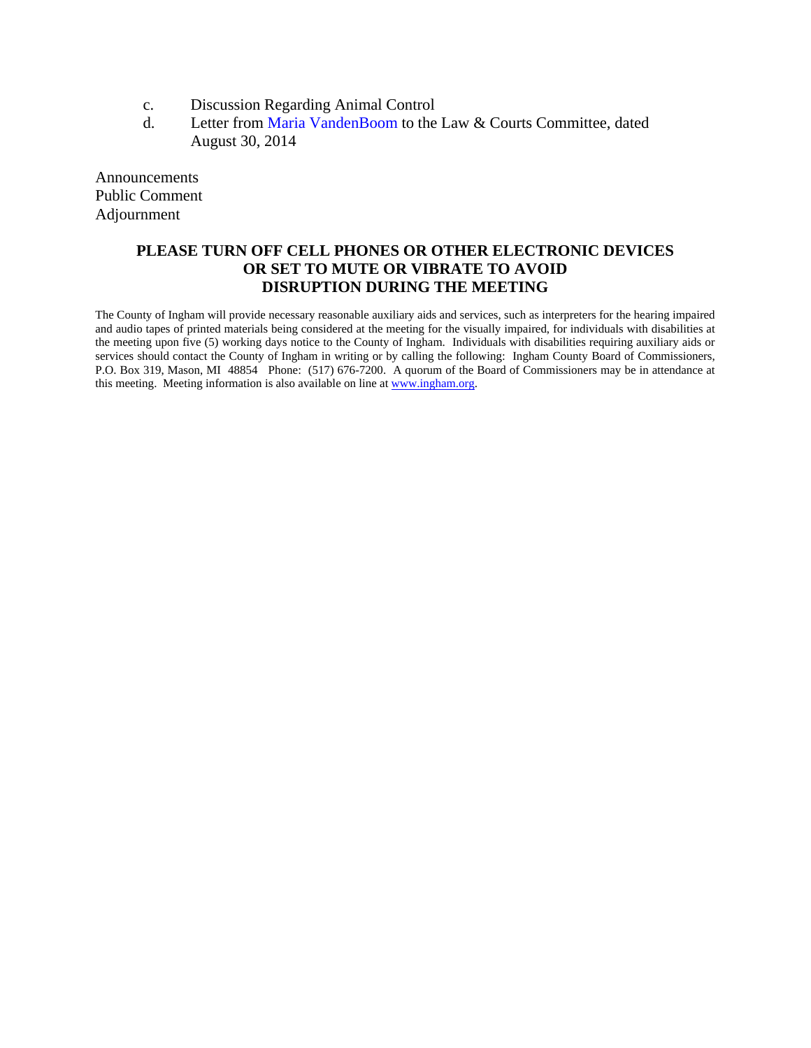c. Discussion Regarding Animal Control
d. Letter from Maria VandenBoom to the Law & Courts Committee, dated August 30, 2014

Announcements
Public Comment
Adjournment

**PLEASE TURN OFF CELL PHONES OR OTHER ELECTRONIC DEVICES OR SET TO MUTE OR VIBRATE TO AVOID DISRUPTION DURING THE MEETING**

The County of Ingham will provide necessary reasonable auxiliary aids and services, such as interpreters for the hearing impaired and audio tapes of printed materials being considered at the meeting for the visually impaired, for individuals with disabilities at the meeting upon five (5) working days notice to the County of Ingham. Individuals with disabilities requiring auxiliary aids or services should contact the County of Ingham in writing or by calling the following: Ingham County Board of Commissioners, P.O. Box 319, Mason, MI 48854 Phone: (517) 676-7200. A quorum of the Board of Commissioners may be in attendance at this meeting. Meeting information is also available on line at www.ingham.org.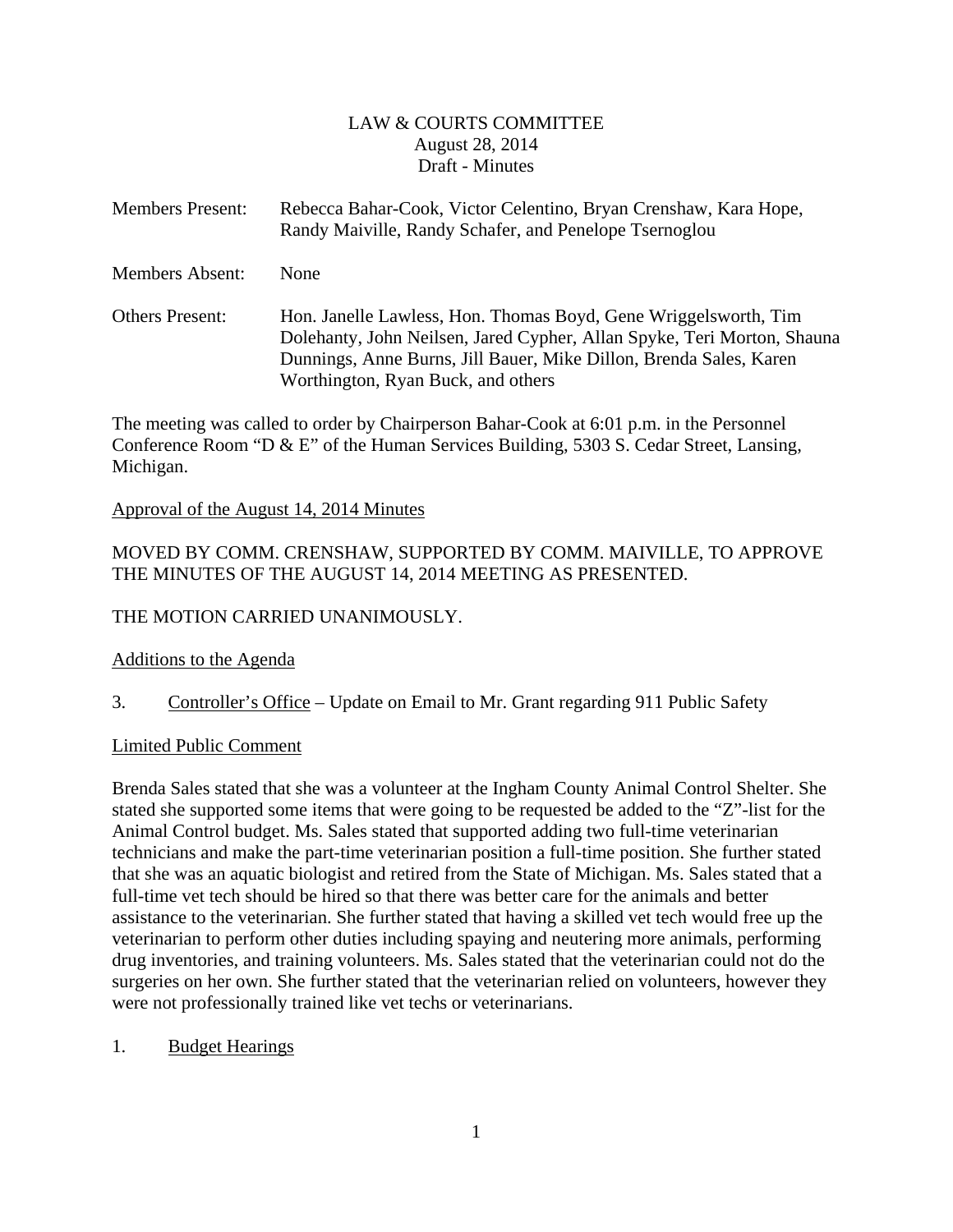LAW & COURTS COMMITTEE
August 28, 2014
Draft - Minutes

Members Present: Rebecca Bahar-Cook, Victor Celentino, Bryan Crenshaw, Kara Hope, Randy Maiville, Randy Schafer, and Penelope Tsernoglou

Members Absent: None

Others Present: Hon. Janelle Lawless, Hon. Thomas Boyd, Gene Wriggelsworth, Tim Dolehanty, John Neilsen, Jared Cypher, Allan Spyke, Teri Morton, Shauna Dunnings, Anne Burns, Jill Bauer, Mike Dillon, Brenda Sales, Karen Worthington, Ryan Buck, and others

The meeting was called to order by Chairperson Bahar-Cook at 6:01 p.m. in the Personnel Conference Room "D & E" of the Human Services Building, 5303 S. Cedar Street, Lansing, Michigan.

Approval of the August 14, 2014 Minutes

MOVED BY COMM. CRENSHAW, SUPPORTED BY COMM. MAIVILLE, TO APPROVE THE MINUTES OF THE AUGUST 14, 2014 MEETING AS PRESENTED.

THE MOTION CARRIED UNANIMOUSLY.

Additions to the Agenda

3. Controller's Office – Update on Email to Mr. Grant regarding 911 Public Safety

Limited Public Comment

Brenda Sales stated that she was a volunteer at the Ingham County Animal Control Shelter. She stated she supported some items that were going to be requested be added to the "Z"-list for the Animal Control budget. Ms. Sales stated that supported adding two full-time veterinarian technicians and make the part-time veterinarian position a full-time position. She further stated that she was an aquatic biologist and retired from the State of Michigan. Ms. Sales stated that a full-time vet tech should be hired so that there was better care for the animals and better assistance to the veterinarian. She further stated that having a skilled vet tech would free up the veterinarian to perform other duties including spaying and neutering more animals, performing drug inventories, and training volunteers. Ms. Sales stated that the veterinarian could not do the surgeries on her own. She further stated that the veterinarian relied on volunteers, however they were not professionally trained like vet techs or veterinarians.

1. Budget Hearings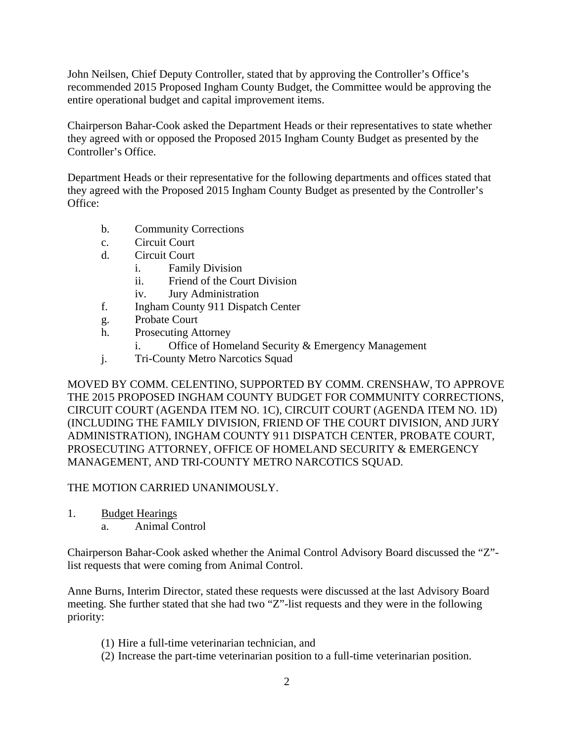John Neilsen, Chief Deputy Controller, stated that by approving the Controller's Office's recommended 2015 Proposed Ingham County Budget, the Committee would be approving the entire operational budget and capital improvement items.

Chairperson Bahar-Cook asked the Department Heads or their representatives to state whether they agreed with or opposed the Proposed 2015 Ingham County Budget as presented by the Controller's Office.

Department Heads or their representative for the following departments and offices stated that they agreed with the Proposed 2015 Ingham County Budget as presented by the Controller's Office:

- b. Community Corrections
- c. Circuit Court
- d. Circuit Court
  - i. Family Division
  - ii. Friend of the Court Division
  - iv. Jury Administration
- f. Ingham County 911 Dispatch Center
- g. Probate Court
- h. Prosecuting Attorney
  - i. Office of Homeland Security & Emergency Management
- j. Tri-County Metro Narcotics Squad

MOVED BY COMM. CELENTINO, SUPPORTED BY COMM. CRENSHAW, TO APPROVE THE 2015 PROPOSED INGHAM COUNTY BUDGET FOR COMMUNITY CORRECTIONS, CIRCUIT COURT (AGENDA ITEM NO. 1C), CIRCUIT COURT (AGENDA ITEM NO. 1D) (INCLUDING THE FAMILY DIVISION, FRIEND OF THE COURT DIVISION, AND JURY ADMINISTRATION), INGHAM COUNTY 911 DISPATCH CENTER, PROBATE COURT, PROSECUTING ATTORNEY, OFFICE OF HOMELAND SECURITY & EMERGENCY MANAGEMENT, AND TRI-COUNTY METRO NARCOTICS SQUAD.

THE MOTION CARRIED UNANIMOUSLY.

1. Budget Hearings
   a. Animal Control

Chairperson Bahar-Cook asked whether the Animal Control Advisory Board discussed the "Z"-list requests that were coming from Animal Control.

Anne Burns, Interim Director, stated these requests were discussed at the last Advisory Board meeting. She further stated that she had two "Z"-list requests and they were in the following priority:

(1) Hire a full-time veterinarian technician, and
(2) Increase the part-time veterinarian position to a full-time veterinarian position.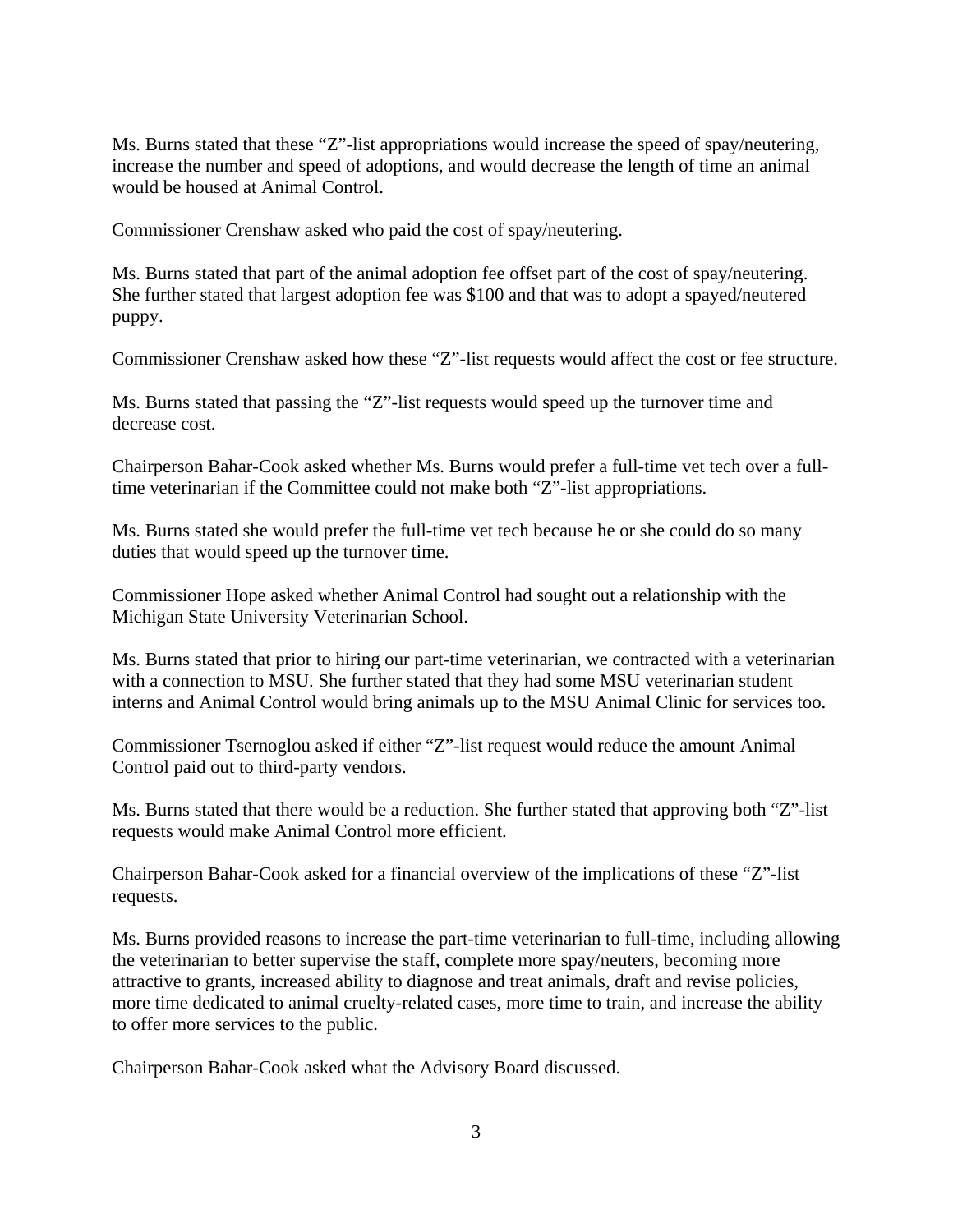Ms. Burns stated that these "Z"-list appropriations would increase the speed of spay/neutering, increase the number and speed of adoptions, and would decrease the length of time an animal would be housed at Animal Control.

Commissioner Crenshaw asked who paid the cost of spay/neutering.

Ms. Burns stated that part of the animal adoption fee offset part of the cost of spay/neutering. She further stated that largest adoption fee was $100 and that was to adopt a spayed/neutered puppy.

Commissioner Crenshaw asked how these "Z"-list requests would affect the cost or fee structure.

Ms. Burns stated that passing the "Z"-list requests would speed up the turnover time and decrease cost.

Chairperson Bahar-Cook asked whether Ms. Burns would prefer a full-time vet tech over a full-time veterinarian if the Committee could not make both "Z"-list appropriations.

Ms. Burns stated she would prefer the full-time vet tech because he or she could do so many duties that would speed up the turnover time.

Commissioner Hope asked whether Animal Control had sought out a relationship with the Michigan State University Veterinarian School.

Ms. Burns stated that prior to hiring our part-time veterinarian, we contracted with a veterinarian with a connection to MSU. She further stated that they had some MSU veterinarian student interns and Animal Control would bring animals up to the MSU Animal Clinic for services too.

Commissioner Tsernoglou asked if either "Z"-list request would reduce the amount Animal Control paid out to third-party vendors.

Ms. Burns stated that there would be a reduction. She further stated that approving both "Z"-list requests would make Animal Control more efficient.

Chairperson Bahar-Cook asked for a financial overview of the implications of these "Z"-list requests.

Ms. Burns provided reasons to increase the part-time veterinarian to full-time, including allowing the veterinarian to better supervise the staff, complete more spay/neuters, becoming more attractive to grants, increased ability to diagnose and treat animals, draft and revise policies, more time dedicated to animal cruelty-related cases, more time to train, and increase the ability to offer more services to the public.

Chairperson Bahar-Cook asked what the Advisory Board discussed.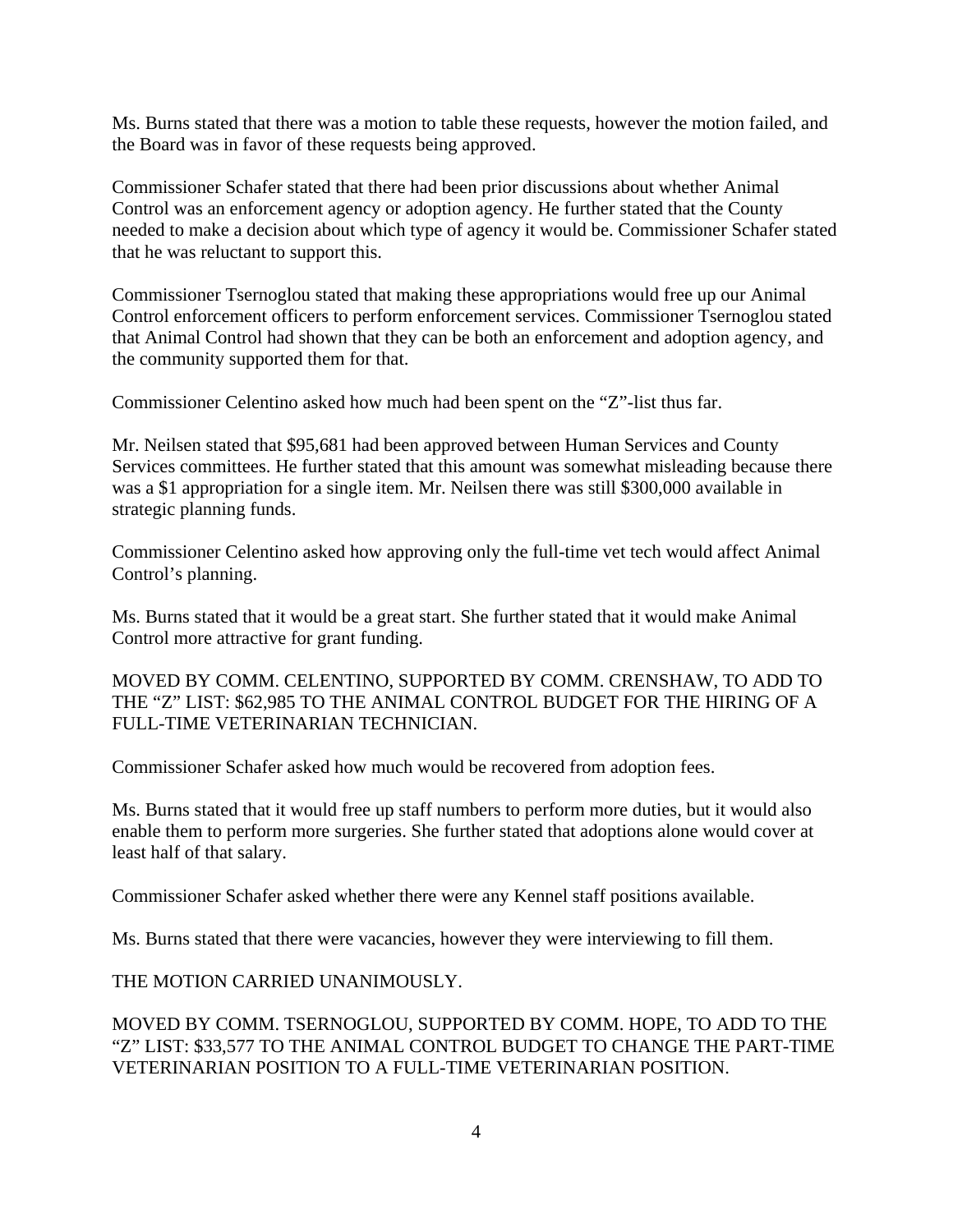Ms. Burns stated that there was a motion to table these requests, however the motion failed, and the Board was in favor of these requests being approved.

Commissioner Schafer stated that there had been prior discussions about whether Animal Control was an enforcement agency or adoption agency. He further stated that the County needed to make a decision about which type of agency it would be. Commissioner Schafer stated that he was reluctant to support this.

Commissioner Tsernoglou stated that making these appropriations would free up our Animal Control enforcement officers to perform enforcement services. Commissioner Tsernoglou stated that Animal Control had shown that they can be both an enforcement and adoption agency, and the community supported them for that.

Commissioner Celentino asked how much had been spent on the "Z"-list thus far.

Mr. Neilsen stated that $95,681 had been approved between Human Services and County Services committees. He further stated that this amount was somewhat misleading because there was a $1 appropriation for a single item. Mr. Neilsen there was still $300,000 available in strategic planning funds.

Commissioner Celentino asked how approving only the full-time vet tech would affect Animal Control's planning.

Ms. Burns stated that it would be a great start. She further stated that it would make Animal Control more attractive for grant funding.

MOVED BY COMM. CELENTINO, SUPPORTED BY COMM. CRENSHAW, TO ADD TO THE "Z" LIST: $62,985 TO THE ANIMAL CONTROL BUDGET FOR THE HIRING OF A FULL-TIME VETERINARIAN TECHNICIAN.

Commissioner Schafer asked how much would be recovered from adoption fees.

Ms. Burns stated that it would free up staff numbers to perform more duties, but it would also enable them to perform more surgeries. She further stated that adoptions alone would cover at least half of that salary.

Commissioner Schafer asked whether there were any Kennel staff positions available.

Ms. Burns stated that there were vacancies, however they were interviewing to fill them.

THE MOTION CARRIED UNANIMOUSLY.

MOVED BY COMM. TSERNOGLOU, SUPPORTED BY COMM. HOPE, TO ADD TO THE "Z" LIST: $33,577 TO THE ANIMAL CONTROL BUDGET TO CHANGE THE PART-TIME VETERINARIAN POSITION TO A FULL-TIME VETERINARIAN POSITION.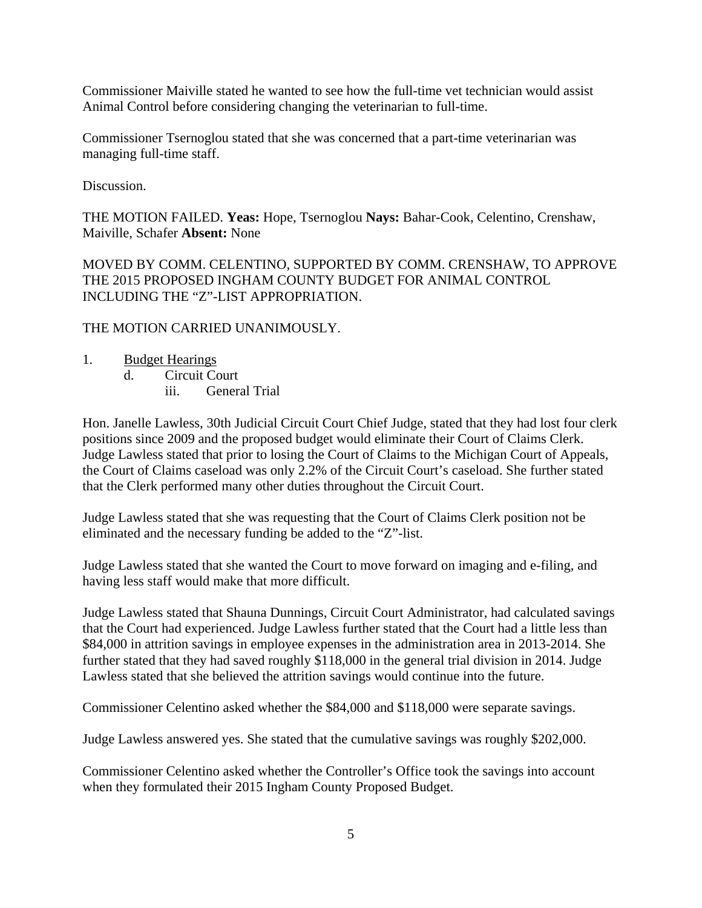Commissioner Maiville stated he wanted to see how the full-time vet technician would assist Animal Control before considering changing the veterinarian to full-time.

Commissioner Tsernoglou stated that she was concerned that a part-time veterinarian was managing full-time staff.

Discussion.

THE MOTION FAILED. **Yeas:** Hope, Tsernoglou **Nays:** Bahar-Cook, Celentino, Crenshaw, Maiville, Schafer **Absent:** None

MOVED BY COMM. CELENTINO, SUPPORTED BY COMM. CRENSHAW, TO APPROVE THE 2015 PROPOSED INGHAM COUNTY BUDGET FOR ANIMAL CONTROL INCLUDING THE "Z"-LIST APPROPRIATION.

THE MOTION CARRIED UNANIMOUSLY.

1. Budget Hearings
   d. Circuit Court
      iii. General Trial

Hon. Janelle Lawless, 30th Judicial Circuit Court Chief Judge, stated that they had lost four clerk positions since 2009 and the proposed budget would eliminate their Court of Claims Clerk. Judge Lawless stated that prior to losing the Court of Claims to the Michigan Court of Appeals, the Court of Claims caseload was only 2.2% of the Circuit Court's caseload. She further stated that the Clerk performed many other duties throughout the Circuit Court.

Judge Lawless stated that she was requesting that the Court of Claims Clerk position not be eliminated and the necessary funding be added to the "Z"-list.

Judge Lawless stated that she wanted the Court to move forward on imaging and e-filing, and having less staff would make that more difficult.

Judge Lawless stated that Shauna Dunnings, Circuit Court Administrator, had calculated savings that the Court had experienced. Judge Lawless further stated that the Court had a little less than $84,000 in attrition savings in employee expenses in the administration area in 2013-2014. She further stated that they had saved roughly $118,000 in the general trial division in 2014. Judge Lawless stated that she believed the attrition savings would continue into the future.

Commissioner Celentino asked whether the $84,000 and $118,000 were separate savings.

Judge Lawless answered yes. She stated that the cumulative savings was roughly $202,000.

Commissioner Celentino asked whether the Controller's Office took the savings into account when they formulated their 2015 Ingham County Proposed Budget.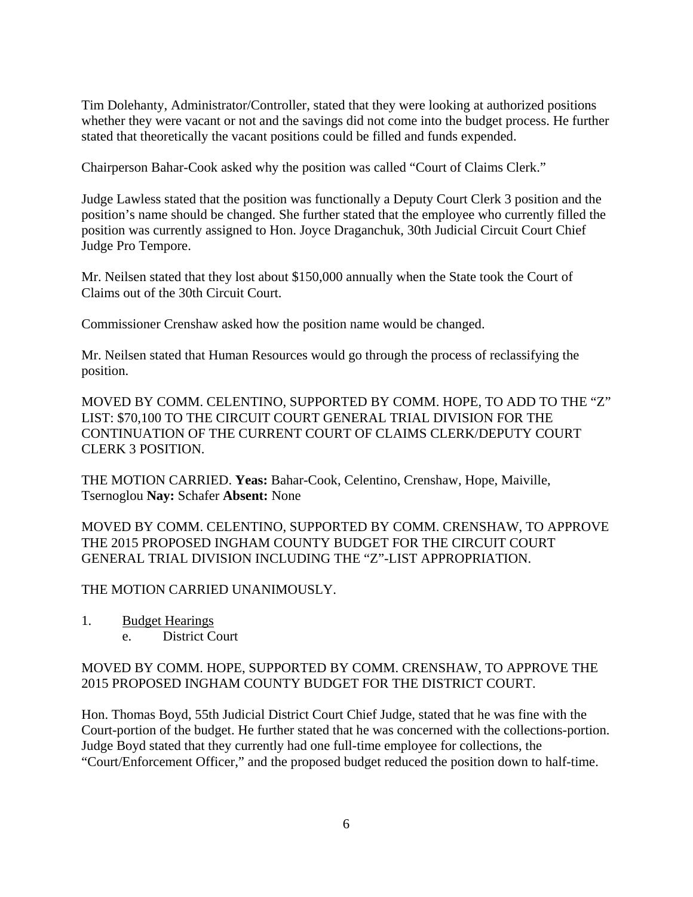Tim Dolehanty, Administrator/Controller, stated that they were looking at authorized positions whether they were vacant or not and the savings did not come into the budget process. He further stated that theoretically the vacant positions could be filled and funds expended.

Chairperson Bahar-Cook asked why the position was called "Court of Claims Clerk."

Judge Lawless stated that the position was functionally a Deputy Court Clerk 3 position and the position's name should be changed. She further stated that the employee who currently filled the position was currently assigned to Hon. Joyce Draganchuk, 30th Judicial Circuit Court Chief Judge Pro Tempore.

Mr. Neilsen stated that they lost about $150,000 annually when the State took the Court of Claims out of the 30th Circuit Court.

Commissioner Crenshaw asked how the position name would be changed.

Mr. Neilsen stated that Human Resources would go through the process of reclassifying the position.

MOVED BY COMM. CELENTINO, SUPPORTED BY COMM. HOPE, TO ADD TO THE "Z" LIST: $70,100 TO THE CIRCUIT COURT GENERAL TRIAL DIVISION FOR THE CONTINUATION OF THE CURRENT COURT OF CLAIMS CLERK/DEPUTY COURT CLERK 3 POSITION.

THE MOTION CARRIED. **Yeas:** Bahar-Cook, Celentino, Crenshaw, Hope, Maiville, Tsernoglou **Nay:** Schafer **Absent:** None

MOVED BY COMM. CELENTINO, SUPPORTED BY COMM. CRENSHAW, TO APPROVE THE 2015 PROPOSED INGHAM COUNTY BUDGET FOR THE CIRCUIT COURT GENERAL TRIAL DIVISION INCLUDING THE "Z"-LIST APPROPRIATION.

THE MOTION CARRIED UNANIMOUSLY.

1. Budget Hearings
   e. District Court

MOVED BY COMM. HOPE, SUPPORTED BY COMM. CRENSHAW, TO APPROVE THE 2015 PROPOSED INGHAM COUNTY BUDGET FOR THE DISTRICT COURT.

Hon. Thomas Boyd, 55th Judicial District Court Chief Judge, stated that he was fine with the Court-portion of the budget. He further stated that he was concerned with the collections-portion. Judge Boyd stated that they currently had one full-time employee for collections, the "Court/Enforcement Officer," and the proposed budget reduced the position down to half-time.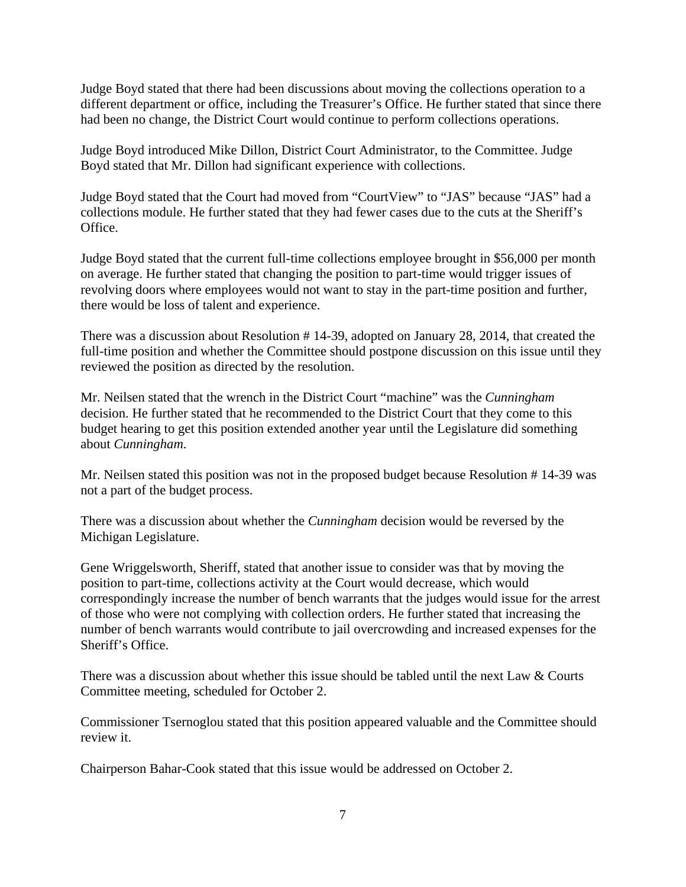Judge Boyd stated that there had been discussions about moving the collections operation to a different department or office, including the Treasurer's Office. He further stated that since there had been no change, the District Court would continue to perform collections operations.

Judge Boyd introduced Mike Dillon, District Court Administrator, to the Committee. Judge Boyd stated that Mr. Dillon had significant experience with collections.

Judge Boyd stated that the Court had moved from "CourtView" to "JAS" because "JAS" had a collections module. He further stated that they had fewer cases due to the cuts at the Sheriff's Office.

Judge Boyd stated that the current full-time collections employee brought in $56,000 per month on average. He further stated that changing the position to part-time would trigger issues of revolving doors where employees would not want to stay in the part-time position and further, there would be loss of talent and experience.

There was a discussion about Resolution # 14-39, adopted on January 28, 2014, that created the full-time position and whether the Committee should postpone discussion on this issue until they reviewed the position as directed by the resolution.

Mr. Neilsen stated that the wrench in the District Court "machine" was the *Cunningham* decision. He further stated that he recommended to the District Court that they come to this budget hearing to get this position extended another year until the Legislature did something about *Cunningham*.

Mr. Neilsen stated this position was not in the proposed budget because Resolution # 14-39 was not a part of the budget process.

There was a discussion about whether the *Cunningham* decision would be reversed by the Michigan Legislature.

Gene Wriggelsworth, Sheriff, stated that another issue to consider was that by moving the position to part-time, collections activity at the Court would decrease, which would correspondingly increase the number of bench warrants that the judges would issue for the arrest of those who were not complying with collection orders. He further stated that increasing the number of bench warrants would contribute to jail overcrowding and increased expenses for the Sheriff's Office.

There was a discussion about whether this issue should be tabled until the next Law & Courts Committee meeting, scheduled for October 2.

Commissioner Tsernoglou stated that this position appeared valuable and the Committee should review it.

Chairperson Bahar-Cook stated that this issue would be addressed on October 2.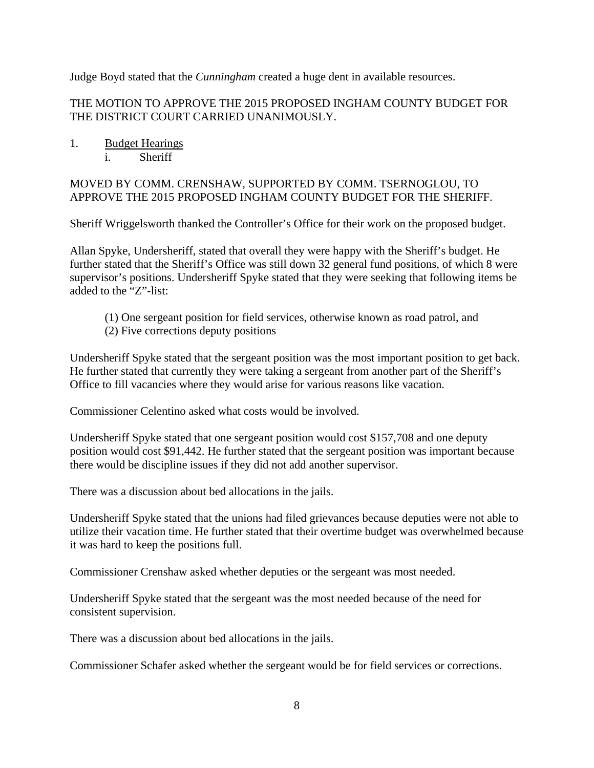Judge Boyd stated that the *Cunningham* created a huge dent in available resources.

THE MOTION TO APPROVE THE 2015 PROPOSED INGHAM COUNTY BUDGET FOR THE DISTRICT COURT CARRIED UNANIMOUSLY.

1. Budget Hearings
   i. Sheriff

MOVED BY COMM. CRENSHAW, SUPPORTED BY COMM. TSERNOGLOU, TO APPROVE THE 2015 PROPOSED INGHAM COUNTY BUDGET FOR THE SHERIFF.

Sheriff Wriggelsworth thanked the Controller's Office for their work on the proposed budget.

Allan Spyke, Undersheriff, stated that overall they were happy with the Sheriff's budget. He further stated that the Sheriff's Office was still down 32 general fund positions, of which 8 were supervisor's positions. Undersheriff Spyke stated that they were seeking that following items be added to the "Z"-list:

(1) One sergeant position for field services, otherwise known as road patrol, and
(2) Five corrections deputy positions

Undersheriff Spyke stated that the sergeant position was the most important position to get back. He further stated that currently they were taking a sergeant from another part of the Sheriff's Office to fill vacancies where they would arise for various reasons like vacation.

Commissioner Celentino asked what costs would be involved.

Undersheriff Spyke stated that one sergeant position would cost $157,708 and one deputy position would cost $91,442. He further stated that the sergeant position was important because there would be discipline issues if they did not add another supervisor.

There was a discussion about bed allocations in the jails.

Undersheriff Spyke stated that the unions had filed grievances because deputies were not able to utilize their vacation time. He further stated that their overtime budget was overwhelmed because it was hard to keep the positions full.

Commissioner Crenshaw asked whether deputies or the sergeant was most needed.

Undersheriff Spyke stated that the sergeant was the most needed because of the need for consistent supervision.

There was a discussion about bed allocations in the jails.

Commissioner Schafer asked whether the sergeant would be for field services or corrections.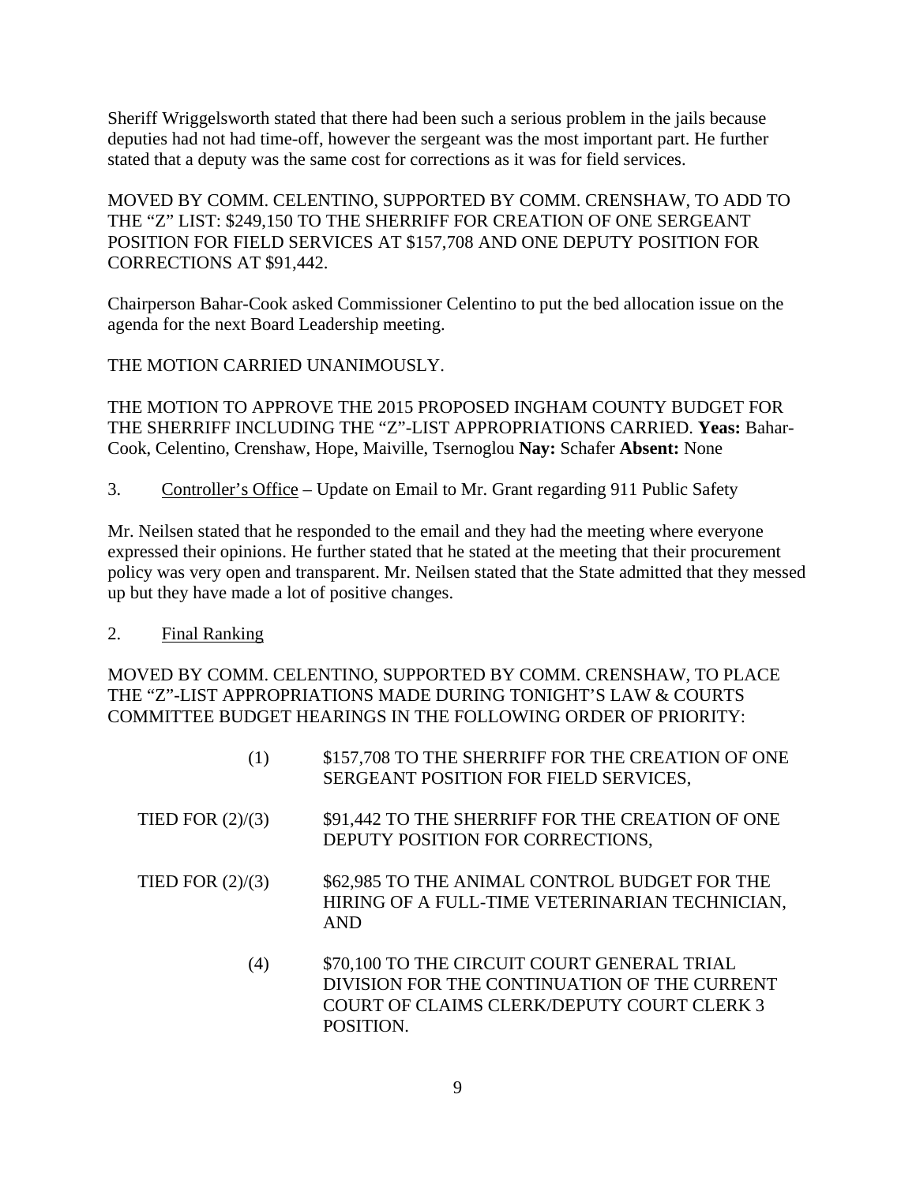Sheriff Wriggelsworth stated that there had been such a serious problem in the jails because deputies had not had time-off, however the sergeant was the most important part. He further stated that a deputy was the same cost for corrections as it was for field services.

MOVED BY COMM. CELENTINO, SUPPORTED BY COMM. CRENSHAW, TO ADD TO THE "Z" LIST: $249,150 TO THE SHERRIFF FOR CREATION OF ONE SERGEANT POSITION FOR FIELD SERVICES AT $157,708 AND ONE DEPUTY POSITION FOR CORRECTIONS AT $91,442.

Chairperson Bahar-Cook asked Commissioner Celentino to put the bed allocation issue on the agenda for the next Board Leadership meeting.

THE MOTION CARRIED UNANIMOUSLY.

THE MOTION TO APPROVE THE 2015 PROPOSED INGHAM COUNTY BUDGET FOR THE SHERRIFF INCLUDING THE "Z"-LIST APPROPRIATIONS CARRIED. **Yeas:** Bahar-Cook, Celentino, Crenshaw, Hope, Maiville, Tsernoglou **Nay:** Schafer **Absent:** None

3. Controller's Office – Update on Email to Mr. Grant regarding 911 Public Safety

Mr. Neilsen stated that he responded to the email and they had the meeting where everyone expressed their opinions. He further stated that he stated at the meeting that their procurement policy was very open and transparent. Mr. Neilsen stated that the State admitted that they messed up but they have made a lot of positive changes.

2. Final Ranking

MOVED BY COMM. CELENTINO, SUPPORTED BY COMM. CRENSHAW, TO PLACE THE "Z"-LIST APPROPRIATIONS MADE DURING TONIGHT'S LAW & COURTS COMMITTEE BUDGET HEARINGS IN THE FOLLOWING ORDER OF PRIORITY:

(1) $157,708 TO THE SHERRIFF FOR THE CREATION OF ONE SERGEANT POSITION FOR FIELD SERVICES,

TIED FOR (2)/(3) $91,442 TO THE SHERRIFF FOR THE CREATION OF ONE DEPUTY POSITION FOR CORRECTIONS,

TIED FOR (2)/(3) $62,985 TO THE ANIMAL CONTROL BUDGET FOR THE HIRING OF A FULL-TIME VETERINARIAN TECHNICIAN, AND

(4) $70,100 TO THE CIRCUIT COURT GENERAL TRIAL DIVISION FOR THE CONTINUATION OF THE CURRENT COURT OF CLAIMS CLERK/DEPUTY COURT CLERK 3 POSITION.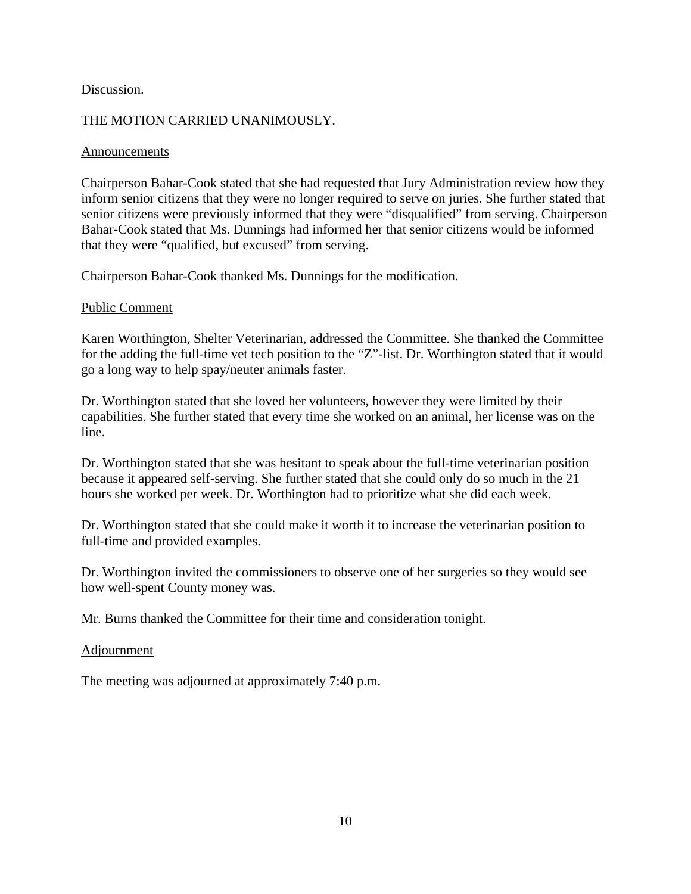Discussion.

THE MOTION CARRIED UNANIMOUSLY.

Announcements

Chairperson Bahar-Cook stated that she had requested that Jury Administration review how they inform senior citizens that they were no longer required to serve on juries. She further stated that senior citizens were previously informed that they were "disqualified" from serving. Chairperson Bahar-Cook stated that Ms. Dunnings had informed her that senior citizens would be informed that they were "qualified, but excused" from serving.

Chairperson Bahar-Cook thanked Ms. Dunnings for the modification.

Public Comment

Karen Worthington, Shelter Veterinarian, addressed the Committee. She thanked the Committee for the adding the full-time vet tech position to the "Z"-list. Dr. Worthington stated that it would go a long way to help spay/neuter animals faster.

Dr. Worthington stated that she loved her volunteers, however they were limited by their capabilities. She further stated that every time she worked on an animal, her license was on the line.

Dr. Worthington stated that she was hesitant to speak about the full-time veterinarian position because it appeared self-serving. She further stated that she could only do so much in the 21 hours she worked per week. Dr. Worthington had to prioritize what she did each week.

Dr. Worthington stated that she could make it worth it to increase the veterinarian position to full-time and provided examples.

Dr. Worthington invited the commissioners to observe one of her surgeries so they would see how well-spent County money was.

Mr. Burns thanked the Committee for their time and consideration tonight.

Adjournment

The meeting was adjourned at approximately 7:40 p.m.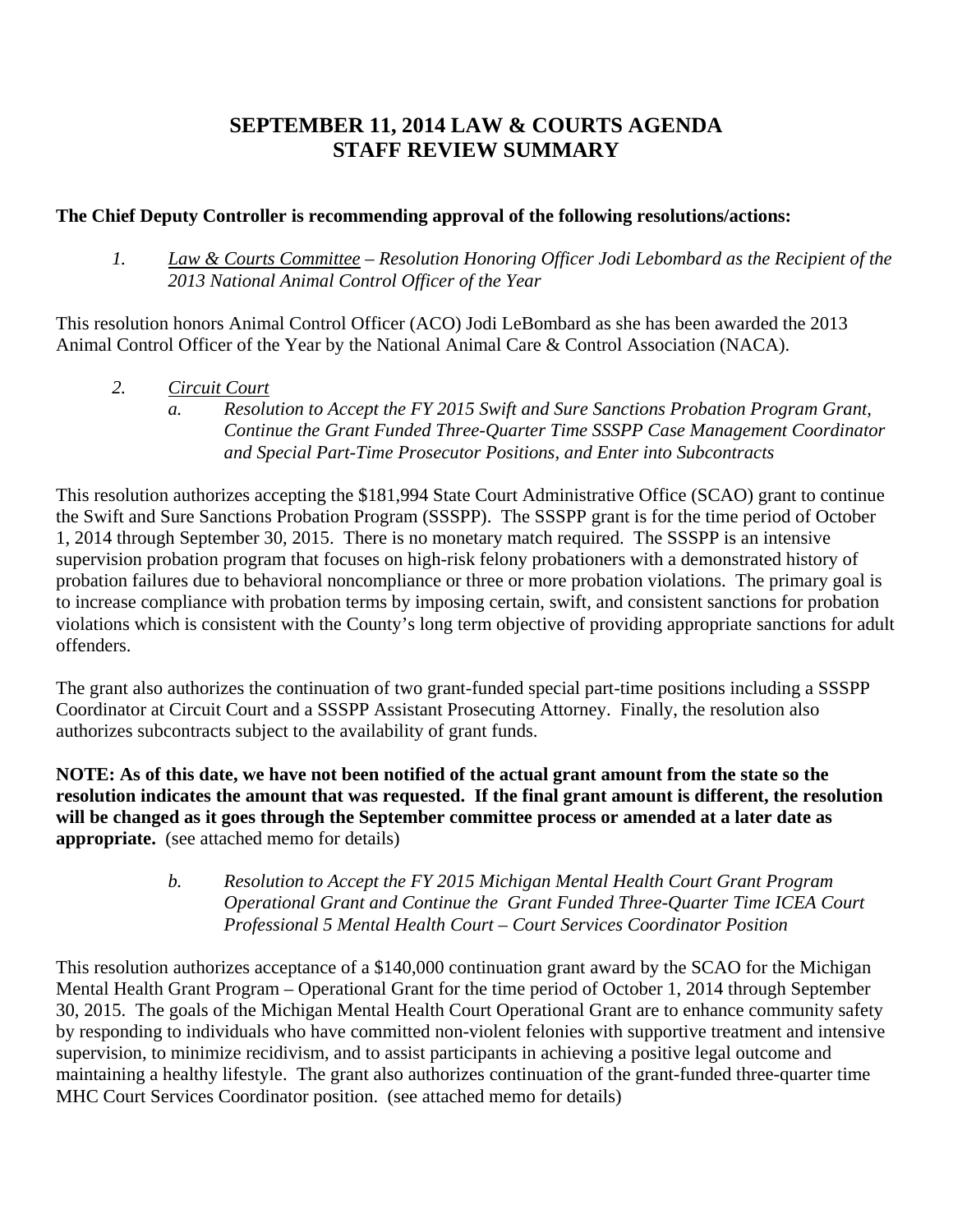# SEPTEMBER 11, 2014 LAW & COURTS AGENDA
# STAFF REVIEW SUMMARY

**The Chief Deputy Controller is recommending approval of the following resolutions/actions:**

1. *Law & Courts Committee – Resolution Honoring Officer Jodi Lebombard as the Recipient of the 2013 National Animal Control Officer of the Year*

This resolution honors Animal Control Officer (ACO) Jodi LeBombard as she has been awarded the 2013 Animal Control Officer of the Year by the National Animal Care & Control Association (NACA).

2. *Circuit Court*
   a. *Resolution to Accept the FY 2015 Swift and Sure Sanctions Probation Program Grant, Continue the Grant Funded Three-Quarter Time SSSPP Case Management Coordinator and Special Part-Time Prosecutor Positions, and Enter into Subcontracts*

This resolution authorizes accepting the $181,994 State Court Administrative Office (SCAO) grant to continue the Swift and Sure Sanctions Probation Program (SSSPP). The SSSPP grant is for the time period of October 1, 2014 through September 30, 2015. There is no monetary match required. The SSSPP is an intensive supervision probation program that focuses on high-risk felony probationers with a demonstrated history of probation failures due to behavioral noncompliance or three or more probation violations. The primary goal is to increase compliance with probation terms by imposing certain, swift, and consistent sanctions for probation violations which is consistent with the County's long term objective of providing appropriate sanctions for adult offenders.

The grant also authorizes the continuation of two grant-funded special part-time positions including a SSSPP Coordinator at Circuit Court and a SSSPP Assistant Prosecuting Attorney. Finally, the resolution also authorizes subcontracts subject to the availability of grant funds.

**NOTE: As of this date, we have not been notified of the actual grant amount from the state so the resolution indicates the amount that was requested. If the final grant amount is different, the resolution will be changed as it goes through the September committee process or amended at a later date as appropriate.** (see attached memo for details)

   b. *Resolution to Accept the FY 2015 Michigan Mental Health Court Grant Program Operational Grant and Continue the Grant Funded Three-Quarter Time ICEA Court Professional 5 Mental Health Court – Court Services Coordinator Position*

This resolution authorizes acceptance of a $140,000 continuation grant award by the SCAO for the Michigan Mental Health Grant Program – Operational Grant for the time period of October 1, 2014 through September 30, 2015. The goals of the Michigan Mental Health Court Operational Grant are to enhance community safety by responding to individuals who have committed non-violent felonies with supportive treatment and intensive supervision, to minimize recidivism, and to assist participants in achieving a positive legal outcome and maintaining a healthy lifestyle. The grant also authorizes continuation of the grant-funded three-quarter time MHC Court Services Coordinator position. (see attached memo for details)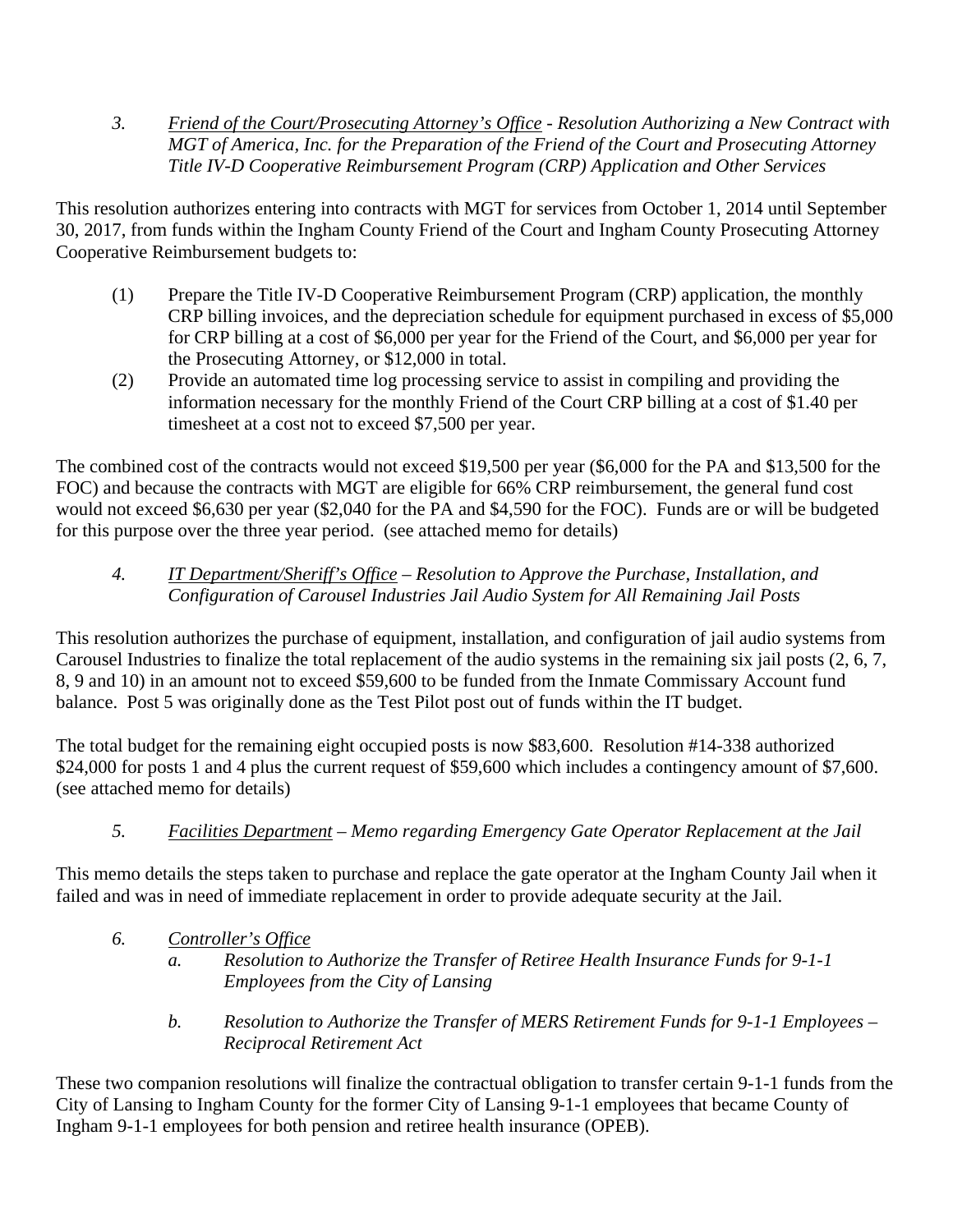3. *<u>Friend of the Court/Prosecuting Attorney's Office</u> - Resolution Authorizing a New Contract with MGT of America, Inc. for the Preparation of the Friend of the Court and Prosecuting Attorney Title IV-D Cooperative Reimbursement Program (CRP) Application and Other Services*

This resolution authorizes entering into contracts with MGT for services from October 1, 2014 until September 30, 2017, from funds within the Ingham County Friend of the Court and Ingham County Prosecuting Attorney Cooperative Reimbursement budgets to:

(1) Prepare the Title IV-D Cooperative Reimbursement Program (CRP) application, the monthly CRP billing invoices, and the depreciation schedule for equipment purchased in excess of $5,000 for CRP billing at a cost of $6,000 per year for the Friend of the Court, and $6,000 per year for the Prosecuting Attorney, or $12,000 in total.

(2) Provide an automated time log processing service to assist in compiling and providing the information necessary for the monthly Friend of the Court CRP billing at a cost of $1.40 per timesheet at a cost not to exceed $7,500 per year.

The combined cost of the contracts would not exceed $19,500 per year ($6,000 for the PA and $13,500 for the FOC) and because the contracts with MGT are eligible for 66% CRP reimbursement, the general fund cost would not exceed $6,630 per year ($2,040 for the PA and $4,590 for the FOC). Funds are or will be budgeted for this purpose over the three year period. (see attached memo for details)

4. *<u>IT Department/Sheriff's Office</u> – Resolution to Approve the Purchase, Installation, and Configuration of Carousel Industries Jail Audio System for All Remaining Jail Posts*

This resolution authorizes the purchase of equipment, installation, and configuration of jail audio systems from Carousel Industries to finalize the total replacement of the audio systems in the remaining six jail posts (2, 6, 7, 8, 9 and 10) in an amount not to exceed $59,600 to be funded from the Inmate Commissary Account fund balance. Post 5 was originally done as the Test Pilot post out of funds within the IT budget.

The total budget for the remaining eight occupied posts is now $83,600. Resolution #14-338 authorized $24,000 for posts 1 and 4 plus the current request of $59,600 which includes a contingency amount of $7,600. (see attached memo for details)

5. *<u>Facilities Department</u> – Memo regarding Emergency Gate Operator Replacement at the Jail*

This memo details the steps taken to purchase and replace the gate operator at the Ingham County Jail when it failed and was in need of immediate replacement in order to provide adequate security at the Jail.

6. *<u>Controller's Office</u>*
   a. *Resolution to Authorize the Transfer of Retiree Health Insurance Funds for 9-1-1 Employees from the City of Lansing*

   b. *Resolution to Authorize the Transfer of MERS Retirement Funds for 9-1-1 Employees – Reciprocal Retirement Act*

These two companion resolutions will finalize the contractual obligation to transfer certain 9-1-1 funds from the City of Lansing to Ingham County for the former City of Lansing 9-1-1 employees that became County of Ingham 9-1-1 employees for both pension and retiree health insurance (OPEB).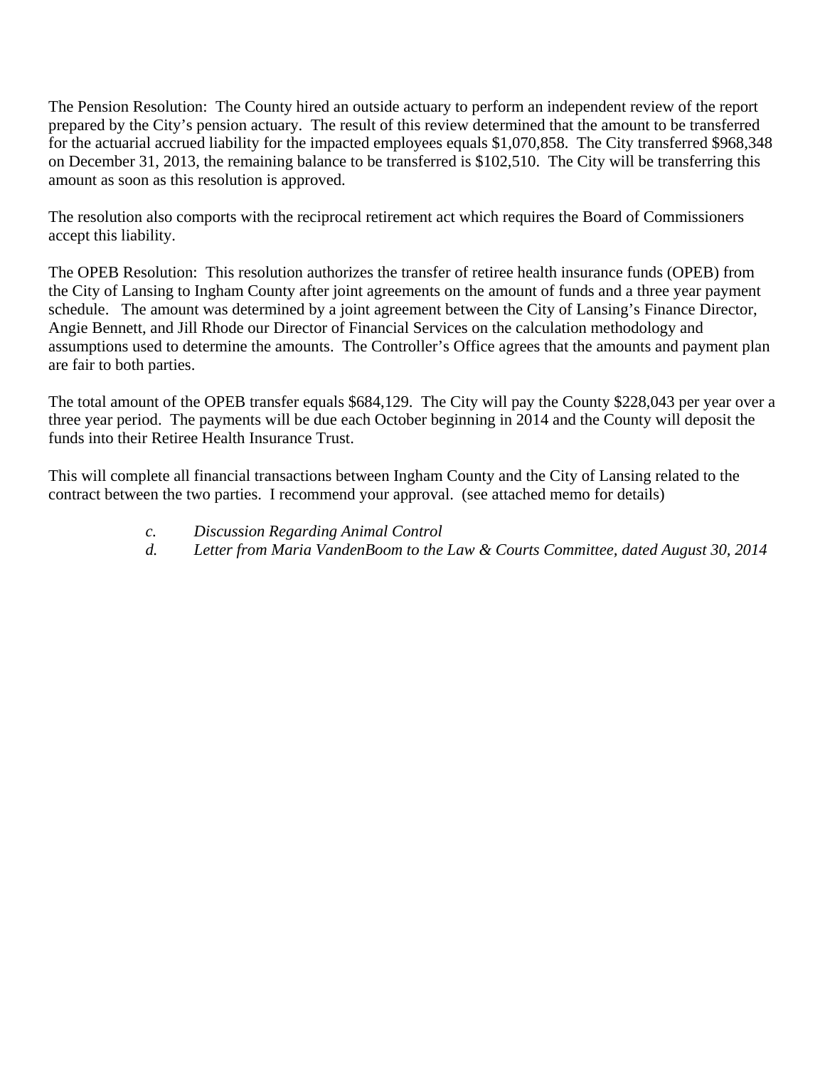The Pension Resolution: The County hired an outside actuary to perform an independent review of the report prepared by the City's pension actuary. The result of this review determined that the amount to be transferred for the actuarial accrued liability for the impacted employees equals $1,070,858. The City transferred $968,348 on December 31, 2013, the remaining balance to be transferred is $102,510. The City will be transferring this amount as soon as this resolution is approved.

The resolution also comports with the reciprocal retirement act which requires the Board of Commissioners accept this liability.

The OPEB Resolution: This resolution authorizes the transfer of retiree health insurance funds (OPEB) from the City of Lansing to Ingham County after joint agreements on the amount of funds and a three year payment schedule. The amount was determined by a joint agreement between the City of Lansing's Finance Director, Angie Bennett, and Jill Rhode our Director of Financial Services on the calculation methodology and assumptions used to determine the amounts. The Controller's Office agrees that the amounts and payment plan are fair to both parties.

The total amount of the OPEB transfer equals $684,129. The City will pay the County $228,043 per year over a three year period. The payments will be due each October beginning in 2014 and the County will deposit the funds into their Retiree Health Insurance Trust.

This will complete all financial transactions between Ingham County and the City of Lansing related to the contract between the two parties. I recommend your approval. (see attached memo for details)

c. *Discussion Regarding Animal Control*

d. *Letter from Maria VandenBoom to the Law & Courts Committee, dated August 30, 2014*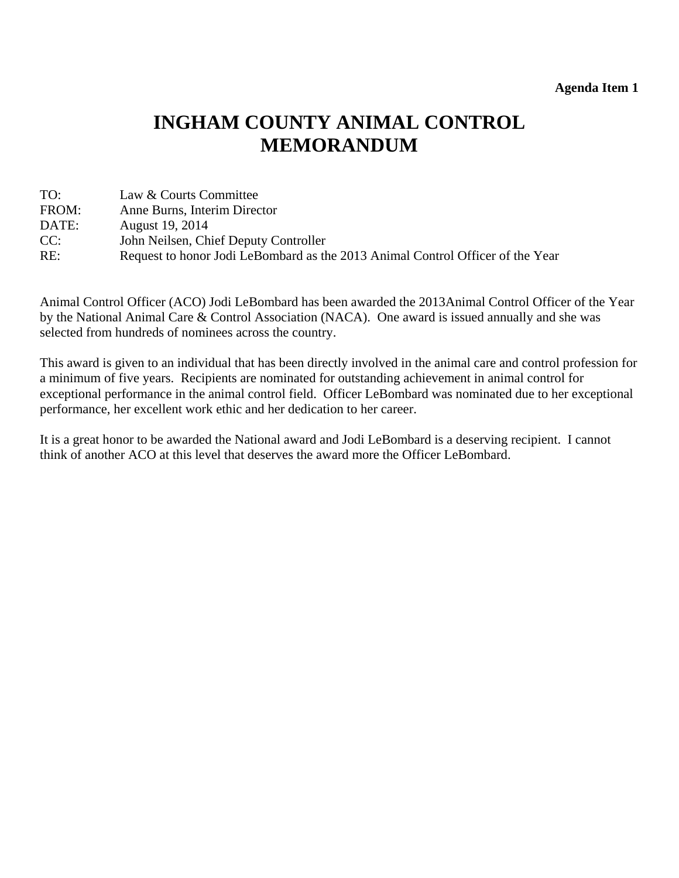**Agenda Item 1**

# INGHAM COUNTY ANIMAL CONTROL MEMORANDUM

TO: Law & Courts Committee
FROM: Anne Burns, Interim Director
DATE: August 19, 2014
CC: John Neilsen, Chief Deputy Controller
RE: Request to honor Jodi LeBombard as the 2013 Animal Control Officer of the Year

Animal Control Officer (ACO) Jodi LeBombard has been awarded the 2013Animal Control Officer of the Year by the National Animal Care & Control Association (NACA). One award is issued annually and she was selected from hundreds of nominees across the country.

This award is given to an individual that has been directly involved in the animal care and control profession for a minimum of five years. Recipients are nominated for outstanding achievement in animal control for exceptional performance in the animal control field. Officer LeBombard was nominated due to her exceptional performance, her excellent work ethic and her dedication to her career.

It is a great honor to be awarded the National award and Jodi LeBombard is a deserving recipient. I cannot think of another ACO at this level that deserves the award more the Officer LeBombard.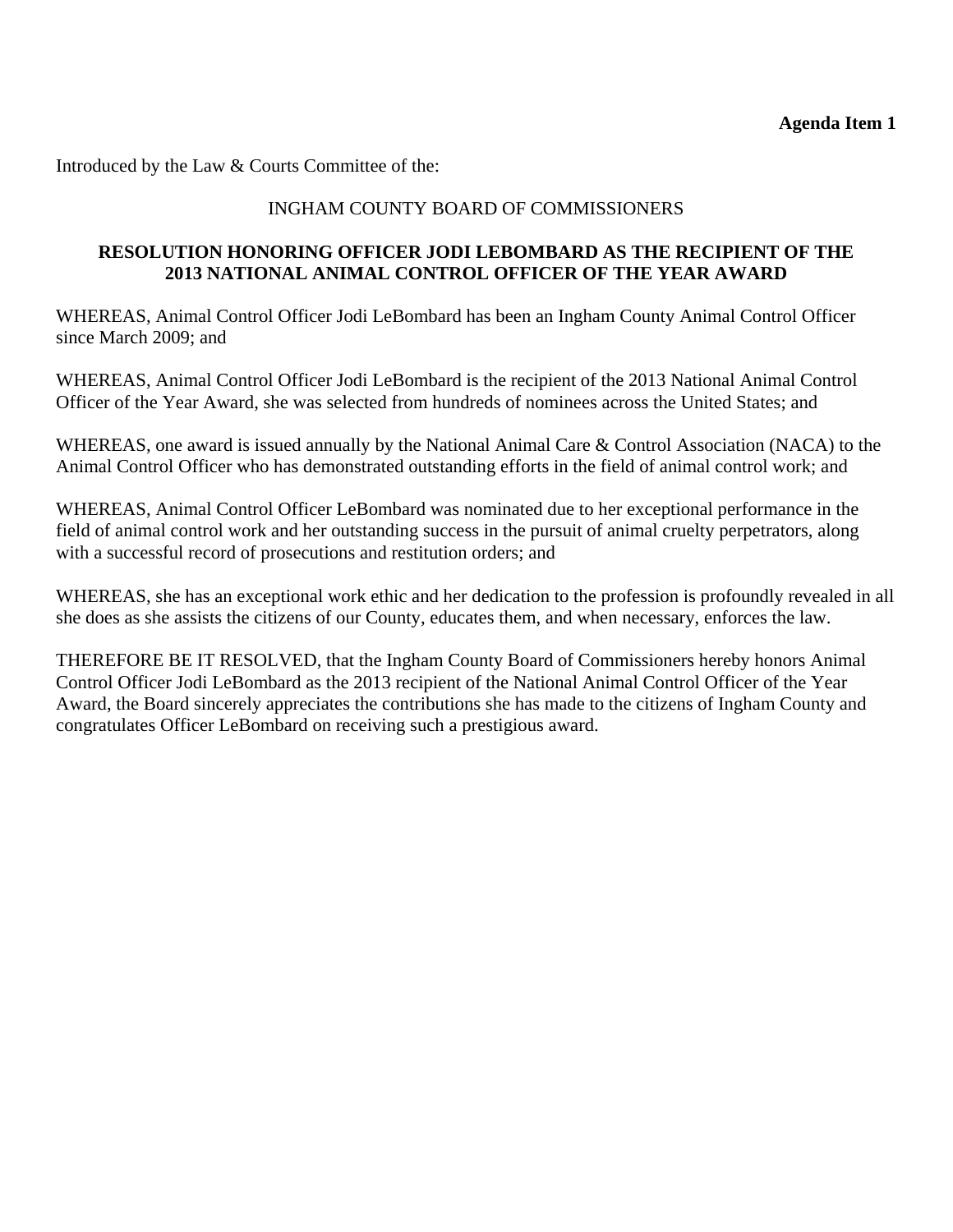**Agenda Item 1**

Introduced by the Law & Courts Committee of the:

INGHAM COUNTY BOARD OF COMMISSIONERS

**RESOLUTION HONORING OFFICER JODI LEBOMBARD AS THE RECIPIENT OF THE 2013 NATIONAL ANIMAL CONTROL OFFICER OF THE YEAR AWARD**

WHEREAS, Animal Control Officer Jodi LeBombard has been an Ingham County Animal Control Officer since March 2009; and

WHEREAS, Animal Control Officer Jodi LeBombard is the recipient of the 2013 National Animal Control Officer of the Year Award, she was selected from hundreds of nominees across the United States; and

WHEREAS, one award is issued annually by the National Animal Care & Control Association (NACA) to the Animal Control Officer who has demonstrated outstanding efforts in the field of animal control work; and

WHEREAS, Animal Control Officer LeBombard was nominated due to her exceptional performance in the field of animal control work and her outstanding success in the pursuit of animal cruelty perpetrators, along with a successful record of prosecutions and restitution orders; and

WHEREAS, she has an exceptional work ethic and her dedication to the profession is profoundly revealed in all she does as she assists the citizens of our County, educates them, and when necessary, enforces the law.

THEREFORE BE IT RESOLVED, that the Ingham County Board of Commissioners hereby honors Animal Control Officer Jodi LeBombard as the 2013 recipient of the National Animal Control Officer of the Year Award, the Board sincerely appreciates the contributions she has made to the citizens of Ingham County and congratulates Officer LeBombard on receiving such a prestigious award.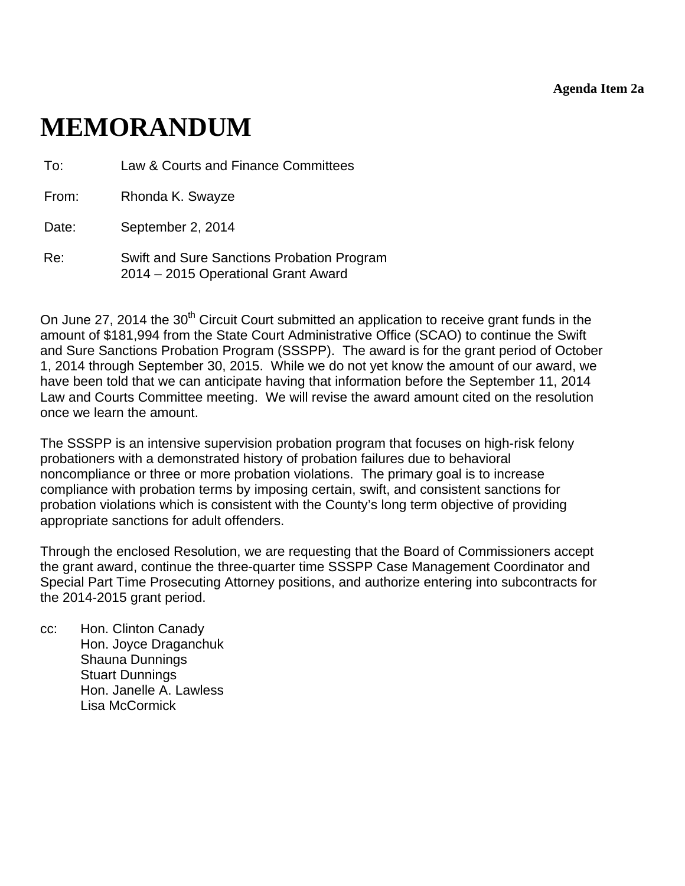**Agenda Item 2a**

# MEMORANDUM

| | |
|---|---|
| To: | Law & Courts and Finance Committees |
| From: | Rhonda K. Swayze |
| Date: | September 2, 2014 |
| Re: | Swift and Sure Sanctions Probation Program<br>2014 – 2015 Operational Grant Award |

On June 27, 2014 the 30th Circuit Court submitted an application to receive grant funds in the amount of $181,994 from the State Court Administrative Office (SCAO) to continue the Swift and Sure Sanctions Probation Program (SSSPP). The award is for the grant period of October 1, 2014 through September 30, 2015. While we do not yet know the amount of our award, we have been told that we can anticipate having that information before the September 11, 2014 Law and Courts Committee meeting. We will revise the award amount cited on the resolution once we learn the amount.

The SSSPP is an intensive supervision probation program that focuses on high-risk felony probationers with a demonstrated history of probation failures due to behavioral noncompliance or three or more probation violations. The primary goal is to increase compliance with probation terms by imposing certain, swift, and consistent sanctions for probation violations which is consistent with the County's long term objective of providing appropriate sanctions for adult offenders.

Through the enclosed Resolution, we are requesting that the Board of Commissioners accept the grant award, continue the three-quarter time SSSPP Case Management Coordinator and Special Part Time Prosecuting Attorney positions, and authorize entering into subcontracts for the 2014-2015 grant period.

cc: Hon. Clinton Canady
Hon. Joyce Draganchuk
Shauna Dunnings
Stuart Dunnings
Hon. Janelle A. Lawless
Lisa McCormick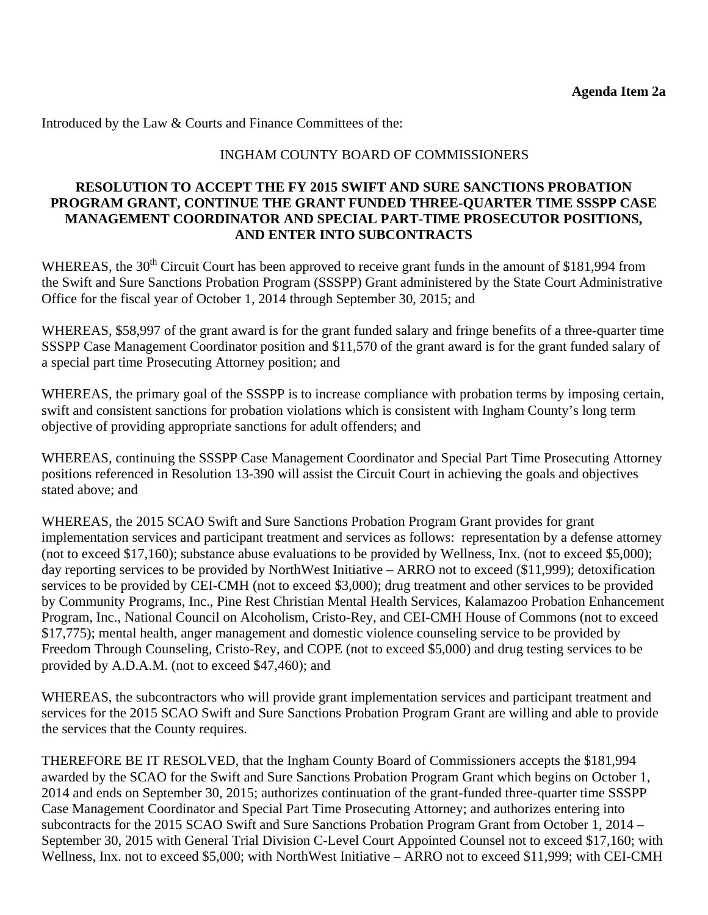**Agenda Item 2a**

Introduced by the Law & Courts and Finance Committees of the:

INGHAM COUNTY BOARD OF COMMISSIONERS

**RESOLUTION TO ACCEPT THE FY 2015 SWIFT AND SURE SANCTIONS PROBATION PROGRAM GRANT, CONTINUE THE GRANT FUNDED THREE-QUARTER TIME SSSPP CASE MANAGEMENT COORDINATOR AND SPECIAL PART-TIME PROSECUTOR POSITIONS, AND ENTER INTO SUBCONTRACTS**

WHEREAS, the 30th Circuit Court has been approved to receive grant funds in the amount of $181,994 from the Swift and Sure Sanctions Probation Program (SSSPP) Grant administered by the State Court Administrative Office for the fiscal year of October 1, 2014 through September 30, 2015; and

WHEREAS, $58,997 of the grant award is for the grant funded salary and fringe benefits of a three-quarter time SSSPP Case Management Coordinator position and $11,570 of the grant award is for the grant funded salary of a special part time Prosecuting Attorney position; and

WHEREAS, the primary goal of the SSSPP is to increase compliance with probation terms by imposing certain, swift and consistent sanctions for probation violations which is consistent with Ingham County's long term objective of providing appropriate sanctions for adult offenders; and

WHEREAS, continuing the SSSPP Case Management Coordinator and Special Part Time Prosecuting Attorney positions referenced in Resolution 13-390 will assist the Circuit Court in achieving the goals and objectives stated above; and

WHEREAS, the 2015 SCAO Swift and Sure Sanctions Probation Program Grant provides for grant implementation services and participant treatment and services as follows: representation by a defense attorney (not to exceed $17,160); substance abuse evaluations to be provided by Wellness, Inx. (not to exceed $5,000); day reporting services to be provided by NorthWest Initiative – ARRO not to exceed ($11,999); detoxification services to be provided by CEI-CMH (not to exceed $3,000); drug treatment and other services to be provided by Community Programs, Inc., Pine Rest Christian Mental Health Services, Kalamazoo Probation Enhancement Program, Inc., National Council on Alcoholism, Cristo-Rey, and CEI-CMH House of Commons (not to exceed $17,775); mental health, anger management and domestic violence counseling service to be provided by Freedom Through Counseling, Cristo-Rey, and COPE (not to exceed $5,000) and drug testing services to be provided by A.D.A.M. (not to exceed $47,460); and

WHEREAS, the subcontractors who will provide grant implementation services and participant treatment and services for the 2015 SCAO Swift and Sure Sanctions Probation Program Grant are willing and able to provide the services that the County requires.

THEREFORE BE IT RESOLVED, that the Ingham County Board of Commissioners accepts the $181,994 awarded by the SCAO for the Swift and Sure Sanctions Probation Program Grant which begins on October 1, 2014 and ends on September 30, 2015; authorizes continuation of the grant-funded three-quarter time SSSPP Case Management Coordinator and Special Part Time Prosecuting Attorney; and authorizes entering into subcontracts for the 2015 SCAO Swift and Sure Sanctions Probation Program Grant from October 1, 2014 – September 30, 2015 with General Trial Division C-Level Court Appointed Counsel not to exceed $17,160; with Wellness, Inx. not to exceed $5,000; with NorthWest Initiative – ARRO not to exceed $11,999; with CEI-CMH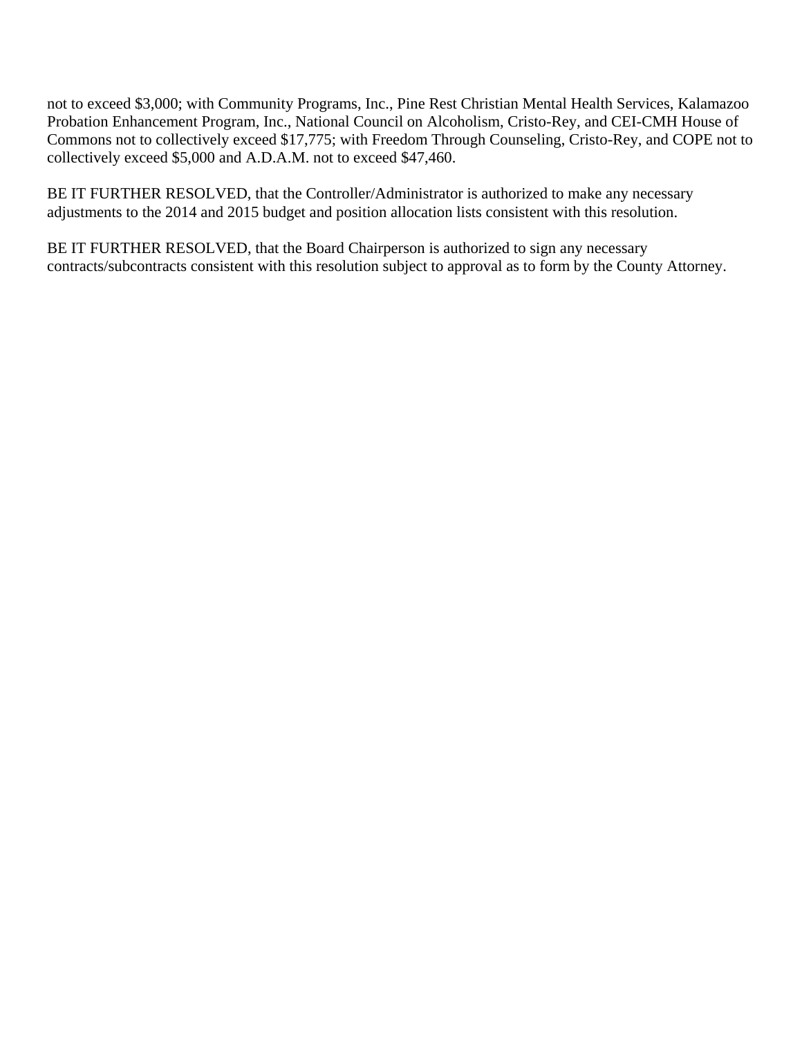not to exceed $3,000; with Community Programs, Inc., Pine Rest Christian Mental Health Services, Kalamazoo Probation Enhancement Program, Inc., National Council on Alcoholism, Cristo-Rey, and CEI-CMH House of Commons not to collectively exceed $17,775; with Freedom Through Counseling, Cristo-Rey, and COPE not to collectively exceed $5,000 and A.D.A.M. not to exceed $47,460.

BE IT FURTHER RESOLVED, that the Controller/Administrator is authorized to make any necessary adjustments to the 2014 and 2015 budget and position allocation lists consistent with this resolution.

BE IT FURTHER RESOLVED, that the Board Chairperson is authorized to sign any necessary contracts/subcontracts consistent with this resolution subject to approval as to form by the County Attorney.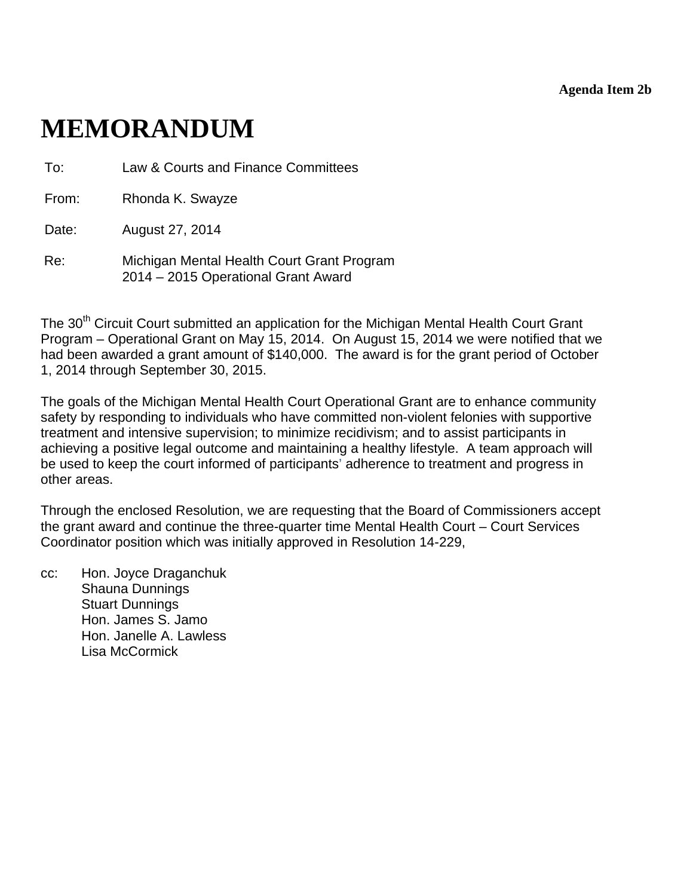**Agenda Item 2b**

# MEMORANDUM

| | |
|---|---|
| To: | Law & Courts and Finance Committees |
| From: | Rhonda K. Swayze |
| Date: | August 27, 2014 |
| Re: | Michigan Mental Health Court Grant Program<br>2014 – 2015 Operational Grant Award |

The 30th Circuit Court submitted an application for the Michigan Mental Health Court Grant Program – Operational Grant on May 15, 2014. On August 15, 2014 we were notified that we had been awarded a grant amount of $140,000. The award is for the grant period of October 1, 2014 through September 30, 2015.

The goals of the Michigan Mental Health Court Operational Grant are to enhance community safety by responding to individuals who have committed non-violent felonies with supportive treatment and intensive supervision; to minimize recidivism; and to assist participants in achieving a positive legal outcome and maintaining a healthy lifestyle. A team approach will be used to keep the court informed of participants' adherence to treatment and progress in other areas.

Through the enclosed Resolution, we are requesting that the Board of Commissioners accept the grant award and continue the three-quarter time Mental Health Court – Court Services Coordinator position which was initially approved in Resolution 14-229,

cc: Hon. Joyce Draganchuk
Shauna Dunnings
Stuart Dunnings
Hon. James S. Jamo
Hon. Janelle A. Lawless
Lisa McCormick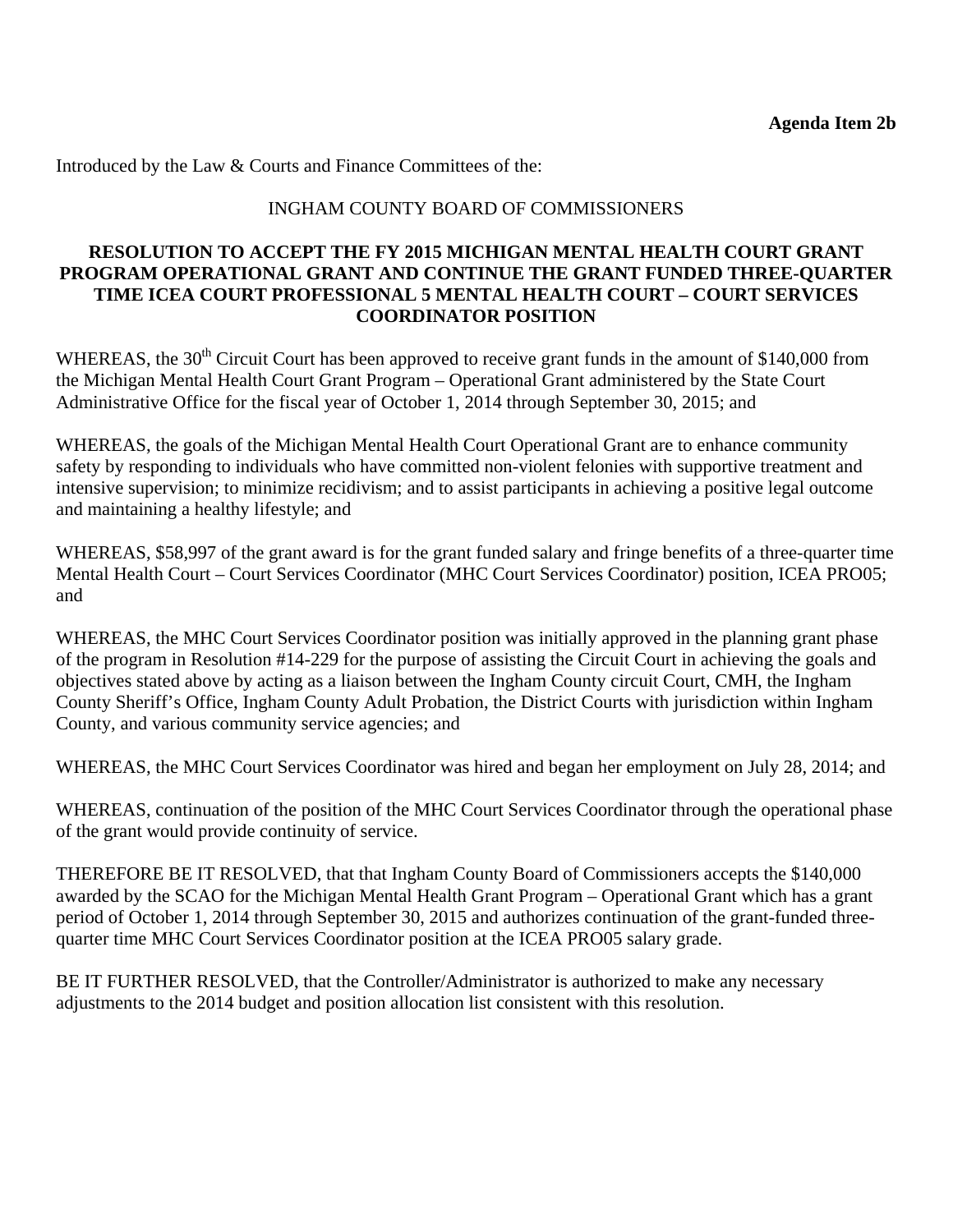**Agenda Item 2b**

Introduced by the Law & Courts and Finance Committees of the:

INGHAM COUNTY BOARD OF COMMISSIONERS

**RESOLUTION TO ACCEPT THE FY 2015 MICHIGAN MENTAL HEALTH COURT GRANT PROGRAM OPERATIONAL GRANT AND CONTINUE THE GRANT FUNDED THREE-QUARTER TIME ICEA COURT PROFESSIONAL 5 MENTAL HEALTH COURT – COURT SERVICES COORDINATOR POSITION**

WHEREAS, the 30th Circuit Court has been approved to receive grant funds in the amount of $140,000 from the Michigan Mental Health Court Grant Program – Operational Grant administered by the State Court Administrative Office for the fiscal year of October 1, 2014 through September 30, 2015; and

WHEREAS, the goals of the Michigan Mental Health Court Operational Grant are to enhance community safety by responding to individuals who have committed non-violent felonies with supportive treatment and intensive supervision; to minimize recidivism; and to assist participants in achieving a positive legal outcome and maintaining a healthy lifestyle; and

WHEREAS, $58,997 of the grant award is for the grant funded salary and fringe benefits of a three-quarter time Mental Health Court – Court Services Coordinator (MHC Court Services Coordinator) position, ICEA PRO05; and

WHEREAS, the MHC Court Services Coordinator position was initially approved in the planning grant phase of the program in Resolution #14-229 for the purpose of assisting the Circuit Court in achieving the goals and objectives stated above by acting as a liaison between the Ingham County circuit Court, CMH, the Ingham County Sheriff's Office, Ingham County Adult Probation, the District Courts with jurisdiction within Ingham County, and various community service agencies; and

WHEREAS, the MHC Court Services Coordinator was hired and began her employment on July 28, 2014; and

WHEREAS, continuation of the position of the MHC Court Services Coordinator through the operational phase of the grant would provide continuity of service.

THEREFORE BE IT RESOLVED, that that Ingham County Board of Commissioners accepts the $140,000 awarded by the SCAO for the Michigan Mental Health Grant Program – Operational Grant which has a grant period of October 1, 2014 through September 30, 2015 and authorizes continuation of the grant-funded three-quarter time MHC Court Services Coordinator position at the ICEA PRO05 salary grade.

BE IT FURTHER RESOLVED, that the Controller/Administrator is authorized to make any necessary adjustments to the 2014 budget and position allocation list consistent with this resolution.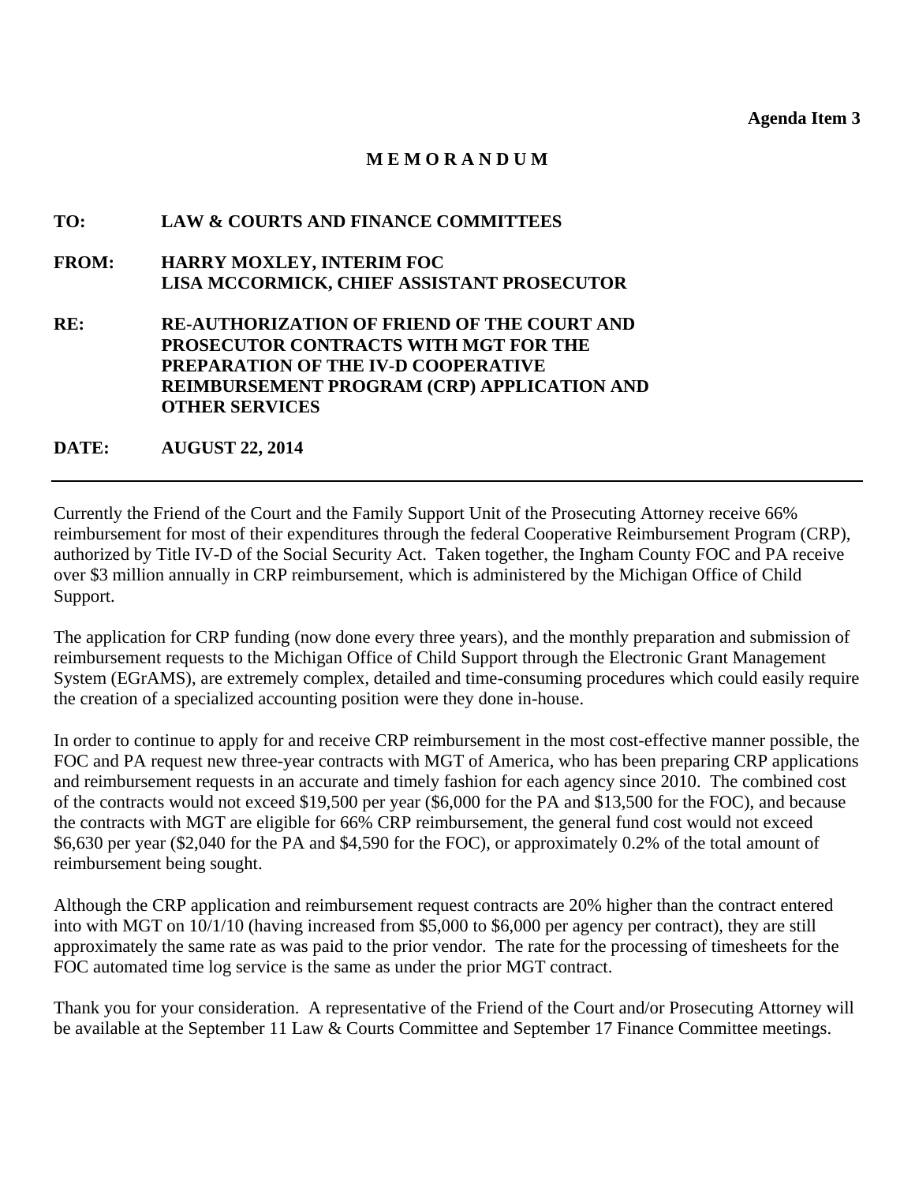**Agenda Item 3**

# M E M O R A N D U M

**TO:** **LAW & COURTS AND FINANCE COMMITTEES**

**FROM:** **HARRY MOXLEY, INTERIM FOC**
**LISA MCCORMICK, CHIEF ASSISTANT PROSECUTOR**

**RE:** **RE-AUTHORIZATION OF FRIEND OF THE COURT AND PROSECUTOR CONTRACTS WITH MGT FOR THE PREPARATION OF THE IV-D COOPERATIVE REIMBURSEMENT PROGRAM (CRP) APPLICATION AND OTHER SERVICES**

**DATE:** **AUGUST 22, 2014**

---

Currently the Friend of the Court and the Family Support Unit of the Prosecuting Attorney receive 66% reimbursement for most of their expenditures through the federal Cooperative Reimbursement Program (CRP), authorized by Title IV-D of the Social Security Act. Taken together, the Ingham County FOC and PA receive over $3 million annually in CRP reimbursement, which is administered by the Michigan Office of Child Support.

The application for CRP funding (now done every three years), and the monthly preparation and submission of reimbursement requests to the Michigan Office of Child Support through the Electronic Grant Management System (EGrAMS), are extremely complex, detailed and time-consuming procedures which could easily require the creation of a specialized accounting position were they done in-house.

In order to continue to apply for and receive CRP reimbursement in the most cost-effective manner possible, the FOC and PA request new three-year contracts with MGT of America, who has been preparing CRP applications and reimbursement requests in an accurate and timely fashion for each agency since 2010. The combined cost of the contracts would not exceed $19,500 per year ($6,000 for the PA and $13,500 for the FOC), and because the contracts with MGT are eligible for 66% CRP reimbursement, the general fund cost would not exceed $6,630 per year ($2,040 for the PA and $4,590 for the FOC), or approximately 0.2% of the total amount of reimbursement being sought.

Although the CRP application and reimbursement request contracts are 20% higher than the contract entered into with MGT on 10/1/10 (having increased from $5,000 to $6,000 per agency per contract), they are still approximately the same rate as was paid to the prior vendor. The rate for the processing of timesheets for the FOC automated time log service is the same as under the prior MGT contract.

Thank you for your consideration. A representative of the Friend of the Court and/or Prosecuting Attorney will be available at the September 11 Law & Courts Committee and September 17 Finance Committee meetings.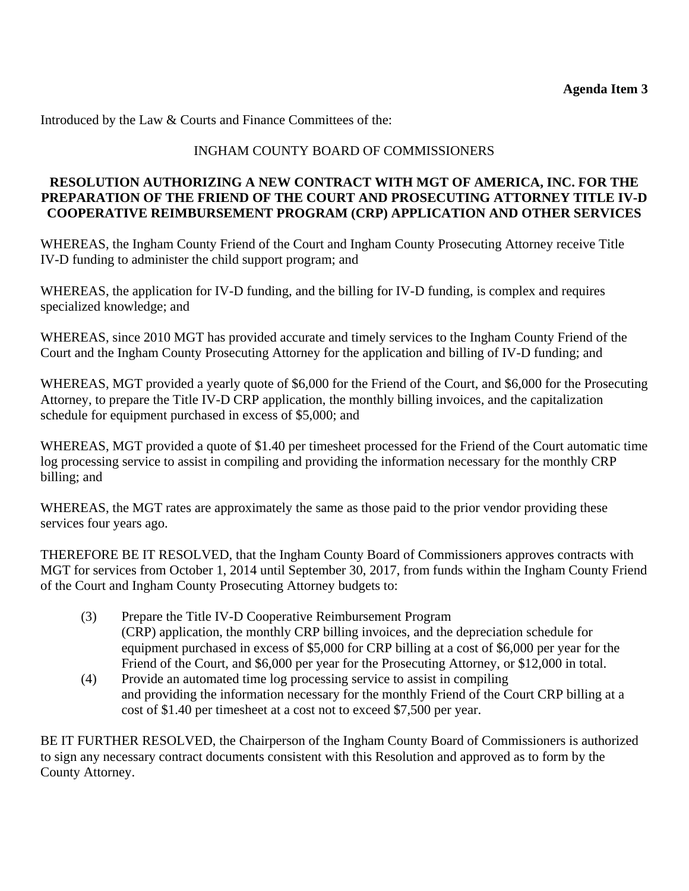**Agenda Item 3**

Introduced by the Law & Courts and Finance Committees of the:

INGHAM COUNTY BOARD OF COMMISSIONERS

**RESOLUTION AUTHORIZING A NEW CONTRACT WITH MGT OF AMERICA, INC. FOR THE PREPARATION OF THE FRIEND OF THE COURT AND PROSECUTING ATTORNEY TITLE IV-D COOPERATIVE REIMBURSEMENT PROGRAM (CRP) APPLICATION AND OTHER SERVICES**

WHEREAS, the Ingham County Friend of the Court and Ingham County Prosecuting Attorney receive Title IV-D funding to administer the child support program; and

WHEREAS, the application for IV-D funding, and the billing for IV-D funding, is complex and requires specialized knowledge; and

WHEREAS, since 2010 MGT has provided accurate and timely services to the Ingham County Friend of the Court and the Ingham County Prosecuting Attorney for the application and billing of IV-D funding; and

WHEREAS, MGT provided a yearly quote of $6,000 for the Friend of the Court, and $6,000 for the Prosecuting Attorney, to prepare the Title IV-D CRP application, the monthly billing invoices, and the capitalization schedule for equipment purchased in excess of $5,000; and

WHEREAS, MGT provided a quote of $1.40 per timesheet processed for the Friend of the Court automatic time log processing service to assist in compiling and providing the information necessary for the monthly CRP billing; and

WHEREAS, the MGT rates are approximately the same as those paid to the prior vendor providing these services four years ago.

THEREFORE BE IT RESOLVED, that the Ingham County Board of Commissioners approves contracts with MGT for services from October 1, 2014 until September 30, 2017, from funds within the Ingham County Friend of the Court and Ingham County Prosecuting Attorney budgets to:

(3) Prepare the Title IV-D Cooperative Reimbursement Program (CRP) application, the monthly CRP billing invoices, and the depreciation schedule for equipment purchased in excess of $5,000 for CRP billing at a cost of $6,000 per year for the Friend of the Court, and $6,000 per year for the Prosecuting Attorney, or $12,000 in total.

(4) Provide an automated time log processing service to assist in compiling and providing the information necessary for the monthly Friend of the Court CRP billing at a cost of $1.40 per timesheet at a cost not to exceed $7,500 per year.

BE IT FURTHER RESOLVED, the Chairperson of the Ingham County Board of Commissioners is authorized to sign any necessary contract documents consistent with this Resolution and approved as to form by the County Attorney.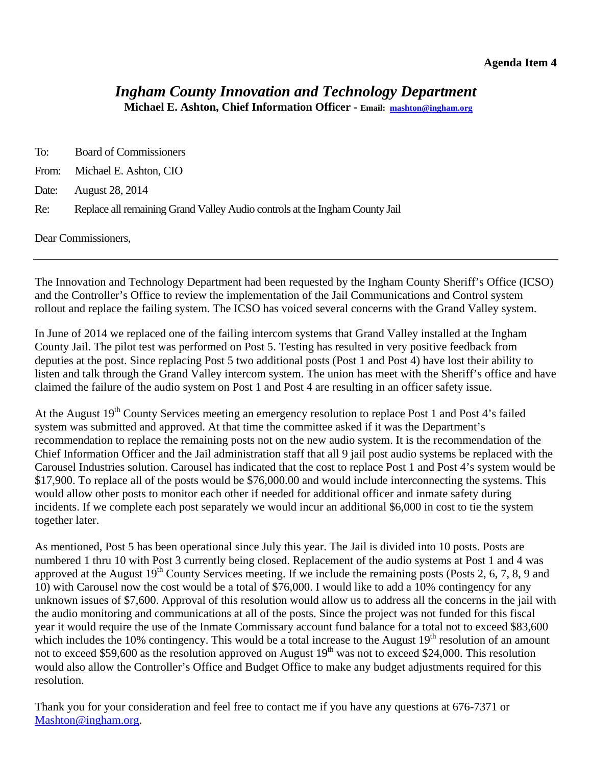**Agenda Item 4**

# *Ingham County Innovation and Technology Department*

**Michael E. Ashton, Chief Information Officer - Email: mashton@ingham.org**

To: Board of Commissioners

From: Michael E. Ashton, CIO

Date: August 28, 2014

Re: Replace all remaining Grand Valley Audio controls at the Ingham County Jail

Dear Commissioners,

---

The Innovation and Technology Department had been requested by the Ingham County Sheriff's Office (ICSO) and the Controller's Office to review the implementation of the Jail Communications and Control system rollout and replace the failing system. The ICSO has voiced several concerns with the Grand Valley system.

In June of 2014 we replaced one of the failing intercom systems that Grand Valley installed at the Ingham County Jail. The pilot test was performed on Post 5. Testing has resulted in very positive feedback from deputies at the post. Since replacing Post 5 two additional posts (Post 1 and Post 4) have lost their ability to listen and talk through the Grand Valley intercom system. The union has meet with the Sheriff's office and have claimed the failure of the audio system on Post 1 and Post 4 are resulting in an officer safety issue.

At the August 19th County Services meeting an emergency resolution to replace Post 1 and Post 4's failed system was submitted and approved. At that time the committee asked if it was the Department's recommendation to replace the remaining posts not on the new audio system. It is the recommendation of the Chief Information Officer and the Jail administration staff that all 9 jail post audio systems be replaced with the Carousel Industries solution. Carousel has indicated that the cost to replace Post 1 and Post 4's system would be $17,900. To replace all of the posts would be $76,000.00 and would include interconnecting the systems. This would allow other posts to monitor each other if needed for additional officer and inmate safety during incidents. If we complete each post separately we would incur an additional $6,000 in cost to tie the system together later.

As mentioned, Post 5 has been operational since July this year. The Jail is divided into 10 posts. Posts are numbered 1 thru 10 with Post 3 currently being closed. Replacement of the audio systems at Post 1 and 4 was approved at the August 19th County Services meeting. If we include the remaining posts (Posts 2, 6, 7, 8, 9 and 10) with Carousel now the cost would be a total of $76,000. I would like to add a 10% contingency for any unknown issues of $7,600. Approval of this resolution would allow us to address all the concerns in the jail with the audio monitoring and communications at all of the posts. Since the project was not funded for this fiscal year it would require the use of the Inmate Commissary account fund balance for a total not to exceed $83,600 which includes the 10% contingency. This would be a total increase to the August 19th resolution of an amount not to exceed $59,600 as the resolution approved on August 19th was not to exceed $24,000. This resolution would also allow the Controller's Office and Budget Office to make any budget adjustments required for this resolution.

Thank you for your consideration and feel free to contact me if you have any questions at 676-7371 or Mashton@ingham.org.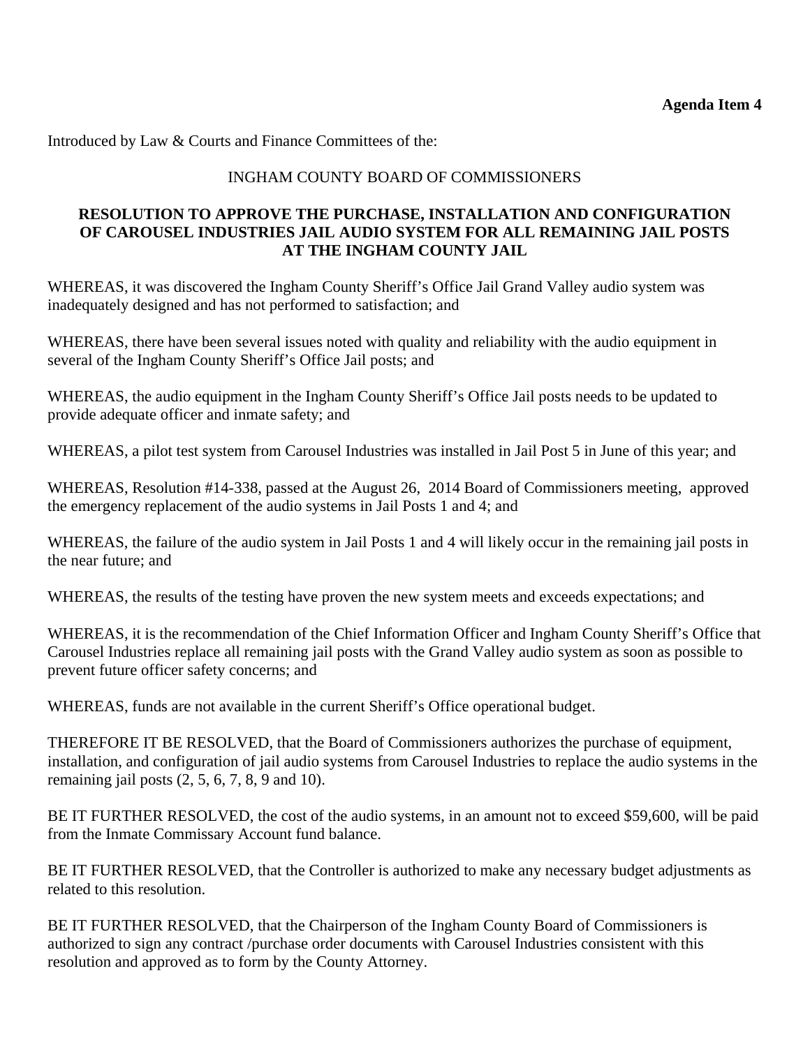**Agenda Item 4**

Introduced by Law & Courts and Finance Committees of the:

INGHAM COUNTY BOARD OF COMMISSIONERS

**RESOLUTION TO APPROVE THE PURCHASE, INSTALLATION AND CONFIGURATION OF CAROUSEL INDUSTRIES JAIL AUDIO SYSTEM FOR ALL REMAINING JAIL POSTS AT THE INGHAM COUNTY JAIL**

WHEREAS, it was discovered the Ingham County Sheriff's Office Jail Grand Valley audio system was inadequately designed and has not performed to satisfaction; and

WHEREAS, there have been several issues noted with quality and reliability with the audio equipment in several of the Ingham County Sheriff's Office Jail posts; and

WHEREAS, the audio equipment in the Ingham County Sheriff's Office Jail posts needs to be updated to provide adequate officer and inmate safety; and

WHEREAS, a pilot test system from Carousel Industries was installed in Jail Post 5 in June of this year; and

WHEREAS, Resolution #14-338, passed at the August 26, 2014 Board of Commissioners meeting, approved the emergency replacement of the audio systems in Jail Posts 1 and 4; and

WHEREAS, the failure of the audio system in Jail Posts 1 and 4 will likely occur in the remaining jail posts in the near future; and

WHEREAS, the results of the testing have proven the new system meets and exceeds expectations; and

WHEREAS, it is the recommendation of the Chief Information Officer and Ingham County Sheriff's Office that Carousel Industries replace all remaining jail posts with the Grand Valley audio system as soon as possible to prevent future officer safety concerns; and

WHEREAS, funds are not available in the current Sheriff's Office operational budget.

THEREFORE IT BE RESOLVED, that the Board of Commissioners authorizes the purchase of equipment, installation, and configuration of jail audio systems from Carousel Industries to replace the audio systems in the remaining jail posts (2, 5, 6, 7, 8, 9 and 10).

BE IT FURTHER RESOLVED, the cost of the audio systems, in an amount not to exceed $59,600, will be paid from the Inmate Commissary Account fund balance.

BE IT FURTHER RESOLVED, that the Controller is authorized to make any necessary budget adjustments as related to this resolution.

BE IT FURTHER RESOLVED, that the Chairperson of the Ingham County Board of Commissioners is authorized to sign any contract /purchase order documents with Carousel Industries consistent with this resolution and approved as to form by the County Attorney.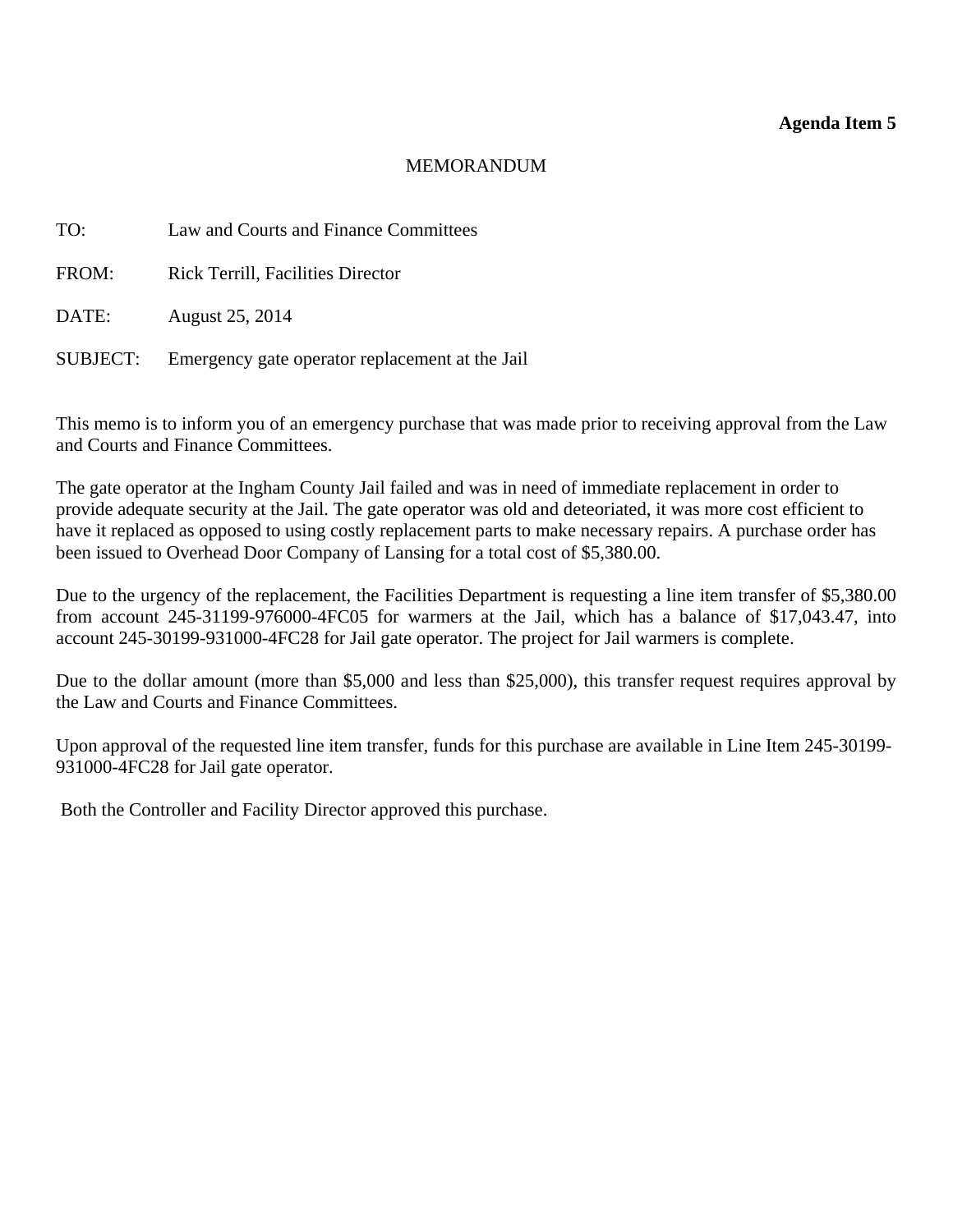**Agenda Item 5**

MEMORANDUM

TO: Law and Courts and Finance Committees

FROM: Rick Terrill, Facilities Director

DATE: August 25, 2014

SUBJECT: Emergency gate operator replacement at the Jail

This memo is to inform you of an emergency purchase that was made prior to receiving approval from the Law and Courts and Finance Committees.

The gate operator at the Ingham County Jail failed and was in need of immediate replacement in order to provide adequate security at the Jail. The gate operator was old and deteoriated, it was more cost efficient to have it replaced as opposed to using costly replacement parts to make necessary repairs. A purchase order has been issued to Overhead Door Company of Lansing for a total cost of $5,380.00.

Due to the urgency of the replacement, the Facilities Department is requesting a line item transfer of $5,380.00 from account 245-31199-976000-4FC05 for warmers at the Jail, which has a balance of $17,043.47, into account 245-30199-931000-4FC28 for Jail gate operator. The project for Jail warmers is complete.

Due to the dollar amount (more than $5,000 and less than $25,000), this transfer request requires approval by the Law and Courts and Finance Committees.

Upon approval of the requested line item transfer, funds for this purchase are available in Line Item 245-30199-931000-4FC28 for Jail gate operator.

Both the Controller and Facility Director approved this purchase.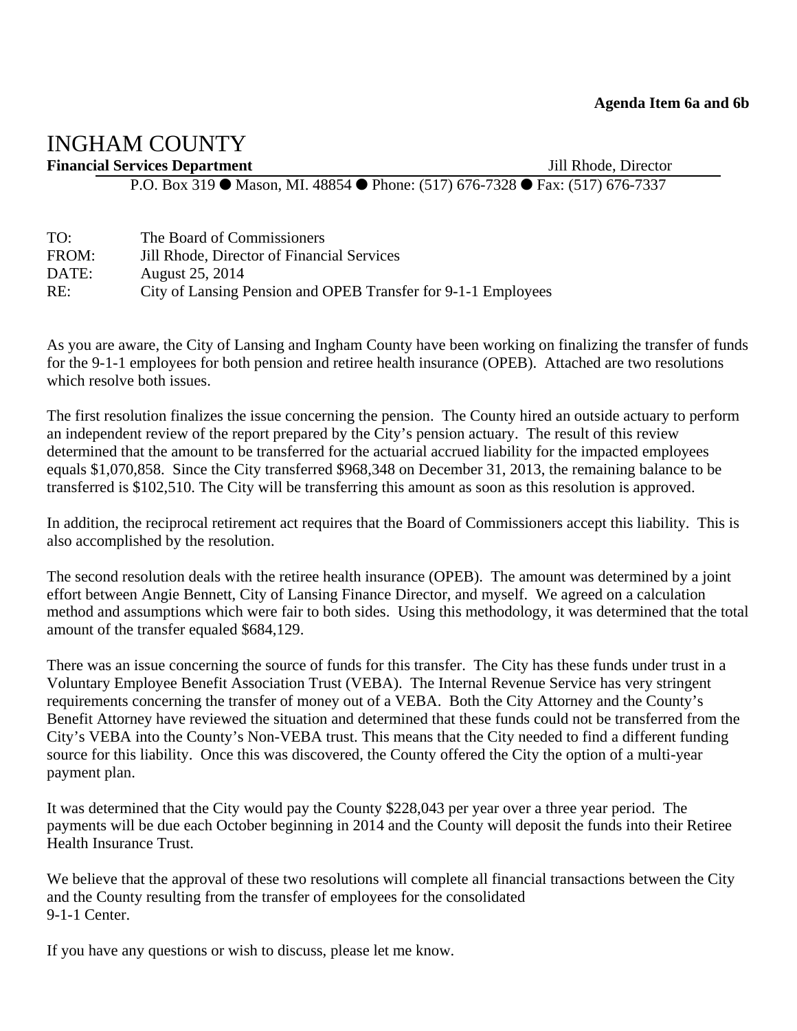**Agenda Item 6a and 6b**

# INGHAM COUNTY

**Financial Services Department** Jill Rhode, Director

P.O. Box 319 ● Mason, MI. 48854 ● Phone: (517) 676-7328 ● Fax: (517) 676-7337

TO: The Board of Commissioners
FROM: Jill Rhode, Director of Financial Services
DATE: August 25, 2014
RE: City of Lansing Pension and OPEB Transfer for 9-1-1 Employees

As you are aware, the City of Lansing and Ingham County have been working on finalizing the transfer of funds for the 9-1-1 employees for both pension and retiree health insurance (OPEB). Attached are two resolutions which resolve both issues.

The first resolution finalizes the issue concerning the pension. The County hired an outside actuary to perform an independent review of the report prepared by the City's pension actuary. The result of this review determined that the amount to be transferred for the actuarial accrued liability for the impacted employees equals $1,070,858. Since the City transferred $968,348 on December 31, 2013, the remaining balance to be transferred is $102,510. The City will be transferring this amount as soon as this resolution is approved.

In addition, the reciprocal retirement act requires that the Board of Commissioners accept this liability. This is also accomplished by the resolution.

The second resolution deals with the retiree health insurance (OPEB). The amount was determined by a joint effort between Angie Bennett, City of Lansing Finance Director, and myself. We agreed on a calculation method and assumptions which were fair to both sides. Using this methodology, it was determined that the total amount of the transfer equaled $684,129.

There was an issue concerning the source of funds for this transfer. The City has these funds under trust in a Voluntary Employee Benefit Association Trust (VEBA). The Internal Revenue Service has very stringent requirements concerning the transfer of money out of a VEBA. Both the City Attorney and the County's Benefit Attorney have reviewed the situation and determined that these funds could not be transferred from the City's VEBA into the County's Non-VEBA trust. This means that the City needed to find a different funding source for this liability. Once this was discovered, the County offered the City the option of a multi-year payment plan.

It was determined that the City would pay the County $228,043 per year over a three year period. The payments will be due each October beginning in 2014 and the County will deposit the funds into their Retiree Health Insurance Trust.

We believe that the approval of these two resolutions will complete all financial transactions between the City and the County resulting from the transfer of employees for the consolidated 9-1-1 Center.

If you have any questions or wish to discuss, please let me know.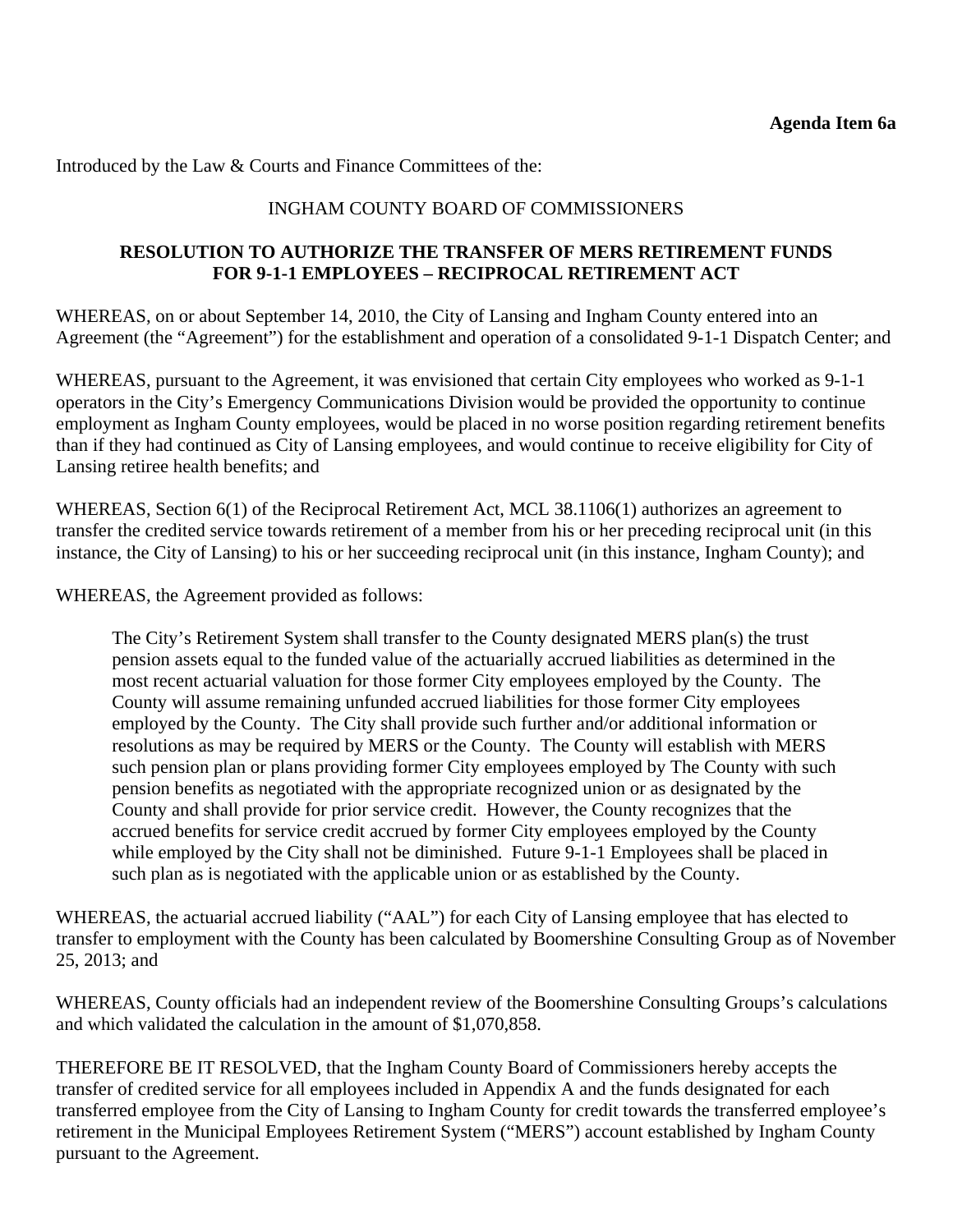**Agenda Item 6a**

Introduced by the Law & Courts and Finance Committees of the:

INGHAM COUNTY BOARD OF COMMISSIONERS

**RESOLUTION TO AUTHORIZE THE TRANSFER OF MERS RETIREMENT FUNDS FOR 9-1-1 EMPLOYEES – RECIPROCAL RETIREMENT ACT**

WHEREAS, on or about September 14, 2010, the City of Lansing and Ingham County entered into an Agreement (the "Agreement") for the establishment and operation of a consolidated 9-1-1 Dispatch Center; and

WHEREAS, pursuant to the Agreement, it was envisioned that certain City employees who worked as 9-1-1 operators in the City's Emergency Communications Division would be provided the opportunity to continue employment as Ingham County employees, would be placed in no worse position regarding retirement benefits than if they had continued as City of Lansing employees, and would continue to receive eligibility for City of Lansing retiree health benefits; and

WHEREAS, Section 6(1) of the Reciprocal Retirement Act, MCL 38.1106(1) authorizes an agreement to transfer the credited service towards retirement of a member from his or her preceding reciprocal unit (in this instance, the City of Lansing) to his or her succeeding reciprocal unit (in this instance, Ingham County); and

WHEREAS, the Agreement provided as follows:

> The City's Retirement System shall transfer to the County designated MERS plan(s) the trust pension assets equal to the funded value of the actuarially accrued liabilities as determined in the most recent actuarial valuation for those former City employees employed by the County. The County will assume remaining unfunded accrued liabilities for those former City employees employed by the County. The City shall provide such further and/or additional information or resolutions as may be required by MERS or the County. The County will establish with MERS such pension plan or plans providing former City employees employed by The County with such pension benefits as negotiated with the appropriate recognized union or as designated by the County and shall provide for prior service credit. However, the County recognizes that the accrued benefits for service credit accrued by former City employees employed by the County while employed by the City shall not be diminished. Future 9-1-1 Employees shall be placed in such plan as is negotiated with the applicable union or as established by the County.

WHEREAS, the actuarial accrued liability ("AAL") for each City of Lansing employee that has elected to transfer to employment with the County has been calculated by Boomershine Consulting Group as of November 25, 2013; and

WHEREAS, County officials had an independent review of the Boomershine Consulting Groups's calculations and which validated the calculation in the amount of $1,070,858.

THEREFORE BE IT RESOLVED, that the Ingham County Board of Commissioners hereby accepts the transfer of credited service for all employees included in Appendix A and the funds designated for each transferred employee from the City of Lansing to Ingham County for credit towards the transferred employee's retirement in the Municipal Employees Retirement System ("MERS") account established by Ingham County pursuant to the Agreement.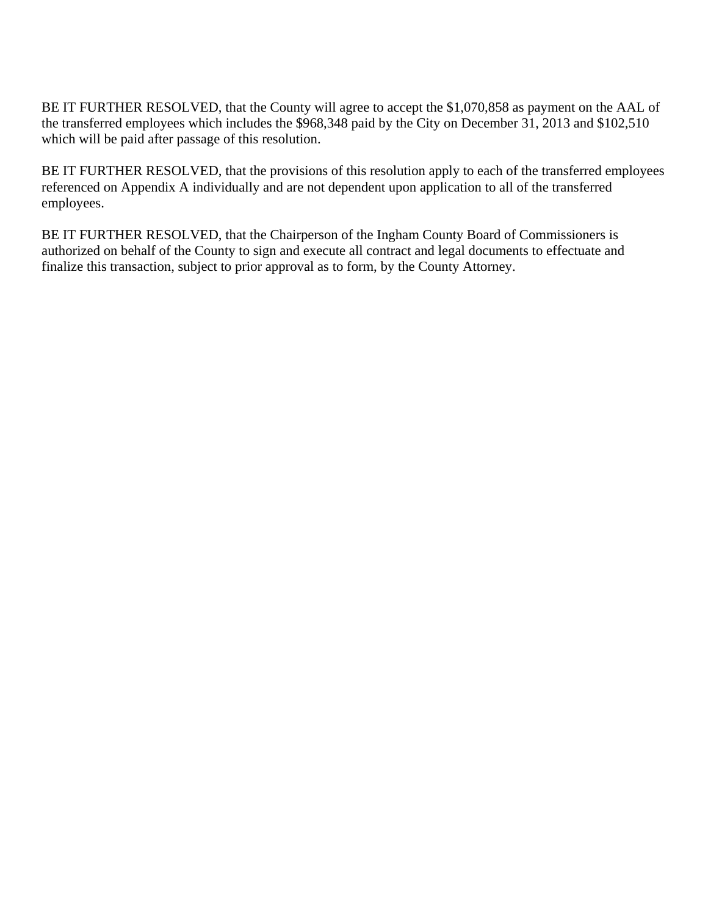BE IT FURTHER RESOLVED, that the County will agree to accept the $1,070,858 as payment on the AAL of the transferred employees which includes the $968,348 paid by the City on December 31, 2013 and $102,510 which will be paid after passage of this resolution.

BE IT FURTHER RESOLVED, that the provisions of this resolution apply to each of the transferred employees referenced on Appendix A individually and are not dependent upon application to all of the transferred employees.

BE IT FURTHER RESOLVED, that the Chairperson of the Ingham County Board of Commissioners is authorized on behalf of the County to sign and execute all contract and legal documents to effectuate and finalize this transaction, subject to prior approval as to form, by the County Attorney.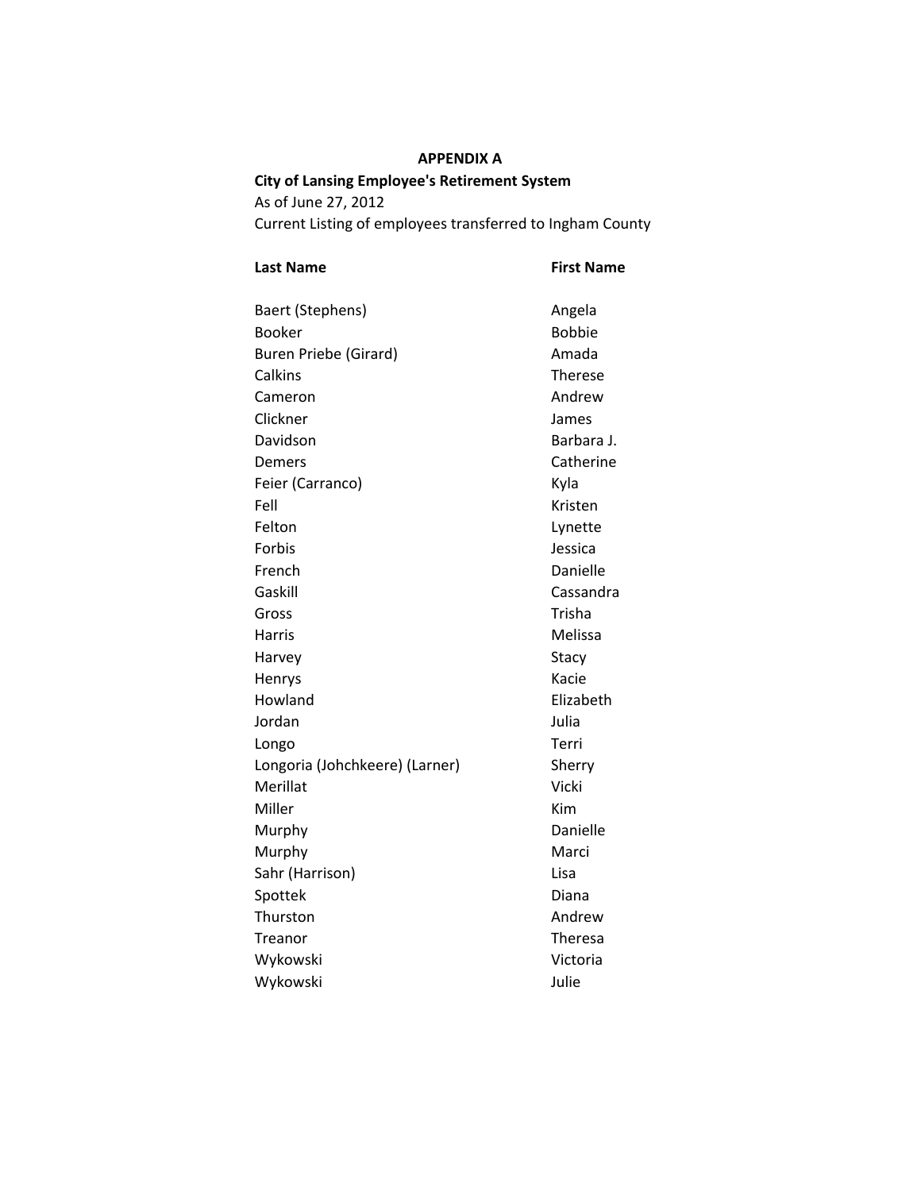# APPENDIX A

**City of Lansing Employee's Retirement System**

As of June 27, 2012

Current Listing of employees transferred to Ingham County

| Last Name | First Name |
|---|---|
| Baert (Stephens) | Angela |
| Booker | Bobbie |
| Buren Priebe (Girard) | Amada |
| Calkins | Therese |
| Cameron | Andrew |
| Clickner | James |
| Davidson | Barbara J. |
| Demers | Catherine |
| Feier (Carranco) | Kyla |
| Fell | Kristen |
| Felton | Lynette |
| Forbis | Jessica |
| French | Danielle |
| Gaskill | Cassandra |
| Gross | Trisha |
| Harris | Melissa |
| Harvey | Stacy |
| Henrys | Kacie |
| Howland | Elizabeth |
| Jordan | Julia |
| Longo | Terri |
| Longoria (Johchkeere) (Larner) | Sherry |
| Merillat | Vicki |
| Miller | Kim |
| Murphy | Danielle |
| Murphy | Marci |
| Sahr (Harrison) | Lisa |
| Spottek | Diana |
| Thurston | Andrew |
| Treanor | Theresa |
| Wykowski | Victoria |
| Wykowski | Julie |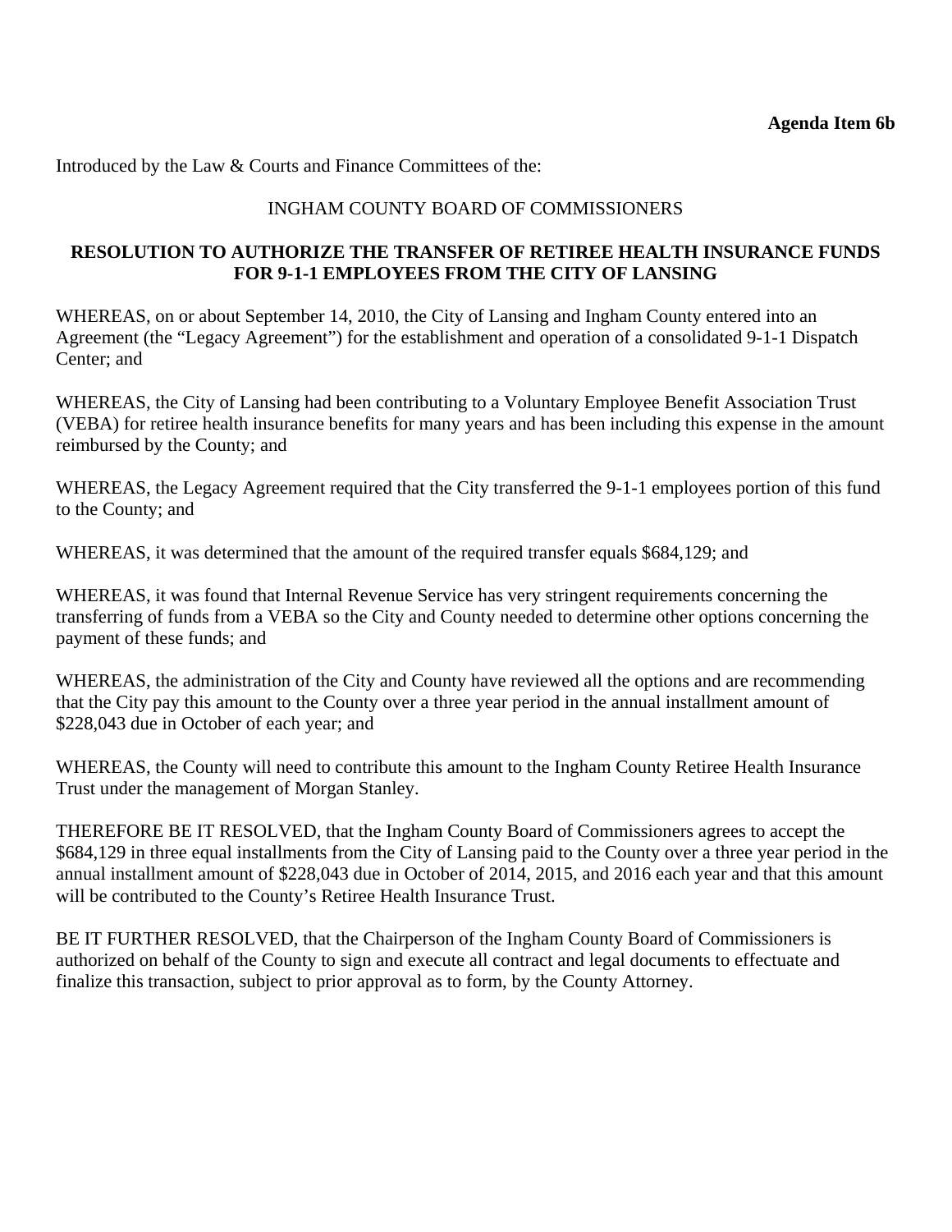**Agenda Item 6b**

Introduced by the Law & Courts and Finance Committees of the:

INGHAM COUNTY BOARD OF COMMISSIONERS

**RESOLUTION TO AUTHORIZE THE TRANSFER OF RETIREE HEALTH INSURANCE FUNDS FOR 9-1-1 EMPLOYEES FROM THE CITY OF LANSING**

WHEREAS, on or about September 14, 2010, the City of Lansing and Ingham County entered into an Agreement (the "Legacy Agreement") for the establishment and operation of a consolidated 9-1-1 Dispatch Center; and

WHEREAS, the City of Lansing had been contributing to a Voluntary Employee Benefit Association Trust (VEBA) for retiree health insurance benefits for many years and has been including this expense in the amount reimbursed by the County; and

WHEREAS, the Legacy Agreement required that the City transferred the 9-1-1 employees portion of this fund to the County; and

WHEREAS, it was determined that the amount of the required transfer equals $684,129; and

WHEREAS, it was found that Internal Revenue Service has very stringent requirements concerning the transferring of funds from a VEBA so the City and County needed to determine other options concerning the payment of these funds; and

WHEREAS, the administration of the City and County have reviewed all the options and are recommending that the City pay this amount to the County over a three year period in the annual installment amount of $228,043 due in October of each year; and

WHEREAS, the County will need to contribute this amount to the Ingham County Retiree Health Insurance Trust under the management of Morgan Stanley.

THEREFORE BE IT RESOLVED, that the Ingham County Board of Commissioners agrees to accept the $684,129 in three equal installments from the City of Lansing paid to the County over a three year period in the annual installment amount of $228,043 due in October of 2014, 2015, and 2016 each year and that this amount will be contributed to the County's Retiree Health Insurance Trust.

BE IT FURTHER RESOLVED, that the Chairperson of the Ingham County Board of Commissioners is authorized on behalf of the County to sign and execute all contract and legal documents to effectuate and finalize this transaction, subject to prior approval as to form, by the County Attorney.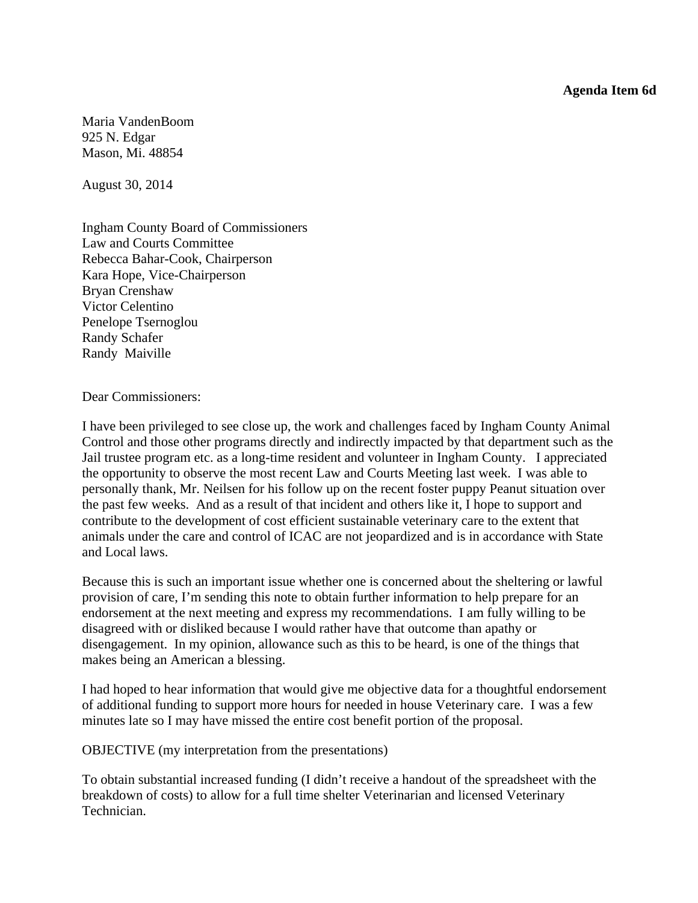**Agenda Item 6d**

Maria VandenBoom
925 N. Edgar
Mason, Mi. 48854

August 30, 2014

Ingham County Board of Commissioners
Law and Courts Committee
Rebecca Bahar-Cook, Chairperson
Kara Hope, Vice-Chairperson
Bryan Crenshaw
Victor Celentino
Penelope Tsernoglou
Randy Schafer
Randy Maiville

Dear Commissioners:

I have been privileged to see close up, the work and challenges faced by Ingham County Animal Control and those other programs directly and indirectly impacted by that department such as the Jail trustee program etc. as a long-time resident and volunteer in Ingham County. I appreciated the opportunity to observe the most recent Law and Courts Meeting last week. I was able to personally thank, Mr. Neilsen for his follow up on the recent foster puppy Peanut situation over the past few weeks. And as a result of that incident and others like it, I hope to support and contribute to the development of cost efficient sustainable veterinary care to the extent that animals under the care and control of ICAC are not jeopardized and is in accordance with State and Local laws.

Because this is such an important issue whether one is concerned about the sheltering or lawful provision of care, I'm sending this note to obtain further information to help prepare for an endorsement at the next meeting and express my recommendations. I am fully willing to be disagreed with or disliked because I would rather have that outcome than apathy or disengagement. In my opinion, allowance such as this to be heard, is one of the things that makes being an American a blessing.

I had hoped to hear information that would give me objective data for a thoughtful endorsement of additional funding to support more hours for needed in house Veterinary care. I was a few minutes late so I may have missed the entire cost benefit portion of the proposal.

OBJECTIVE (my interpretation from the presentations)

To obtain substantial increased funding (I didn't receive a handout of the spreadsheet with the breakdown of costs) to allow for a full time shelter Veterinarian and licensed Veterinary Technician.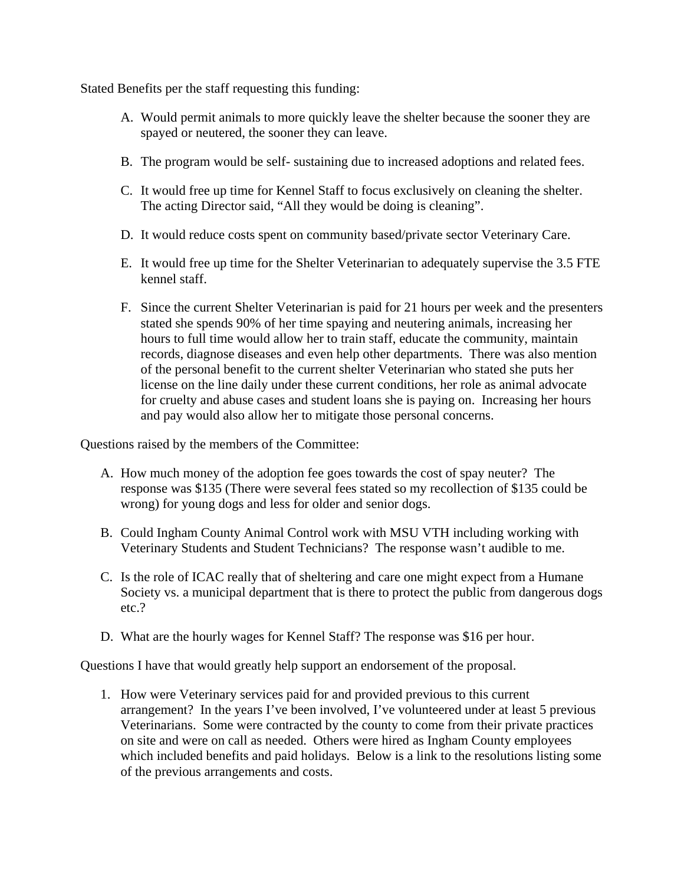Stated Benefits per the staff requesting this funding:

A. Would permit animals to more quickly leave the shelter because the sooner they are spayed or neutered, the sooner they can leave.

B. The program would be self- sustaining due to increased adoptions and related fees.

C. It would free up time for Kennel Staff to focus exclusively on cleaning the shelter. The acting Director said, "All they would be doing is cleaning".

D. It would reduce costs spent on community based/private sector Veterinary Care.

E. It would free up time for the Shelter Veterinarian to adequately supervise the 3.5 FTE kennel staff.

F. Since the current Shelter Veterinarian is paid for 21 hours per week and the presenters stated she spends 90% of her time spaying and neutering animals, increasing her hours to full time would allow her to train staff, educate the community, maintain records, diagnose diseases and even help other departments. There was also mention of the personal benefit to the current shelter Veterinarian who stated she puts her license on the line daily under these current conditions, her role as animal advocate for cruelty and abuse cases and student loans she is paying on. Increasing her hours and pay would also allow her to mitigate those personal concerns.

Questions raised by the members of the Committee:

A. How much money of the adoption fee goes towards the cost of spay neuter? The response was $135 (There were several fees stated so my recollection of $135 could be wrong) for young dogs and less for older and senior dogs.

B. Could Ingham County Animal Control work with MSU VTH including working with Veterinary Students and Student Technicians? The response wasn't audible to me.

C. Is the role of ICAC really that of sheltering and care one might expect from a Humane Society vs. a municipal department that is there to protect the public from dangerous dogs etc.?

D. What are the hourly wages for Kennel Staff? The response was $16 per hour.

Questions I have that would greatly help support an endorsement of the proposal.

1. How were Veterinary services paid for and provided previous to this current arrangement? In the years I've been involved, I've volunteered under at least 5 previous Veterinarians. Some were contracted by the county to come from their private practices on site and were on call as needed. Others were hired as Ingham County employees which included benefits and paid holidays. Below is a link to the resolutions listing some of the previous arrangements and costs.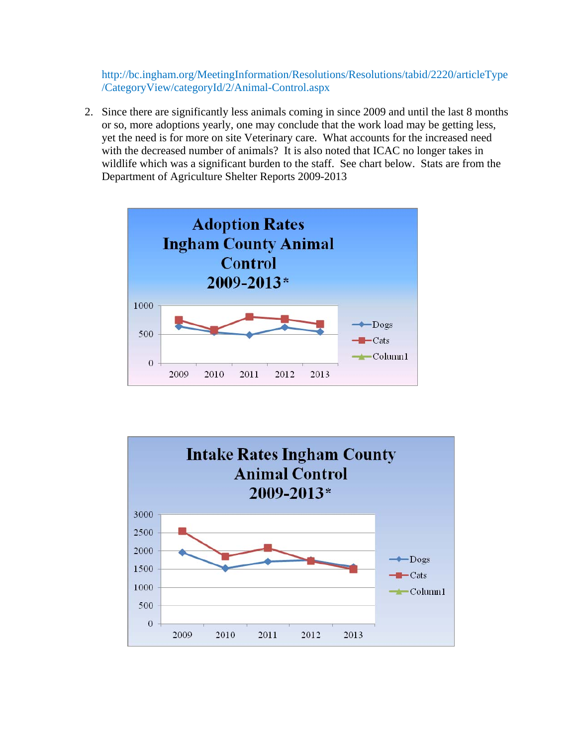http://bc.ingham.org/MeetingInformation/Resolutions/Resolutions/tabid/2220/articleType/CategoryView/categoryId/2/Animal-Control.aspx

2. Since there are significantly less animals coming in since 2009 and until the last 8 months or so, more adoptions yearly, one may conclude that the work load may be getting less, yet the need is for more on site Veterinary care. What accounts for the increased need with the decreased number of animals? It is also noted that ICAC no longer takes in wildlife which was a significant burden to the staff. See chart below. Stats are from the Department of Agriculture Shelter Reports 2009-2013

Adoption Rates Ingham County Animal Control 2009-2013*

1000
500
0
2009 2010 2011 2012 2013

Dogs
Cats
Column1

Intake Rates Ingham County Animal Control 2009-2013*

3000
2500
2000
1500
1000
500
0
2009 2010 2011 2012 2013

Dogs
Cats
Column1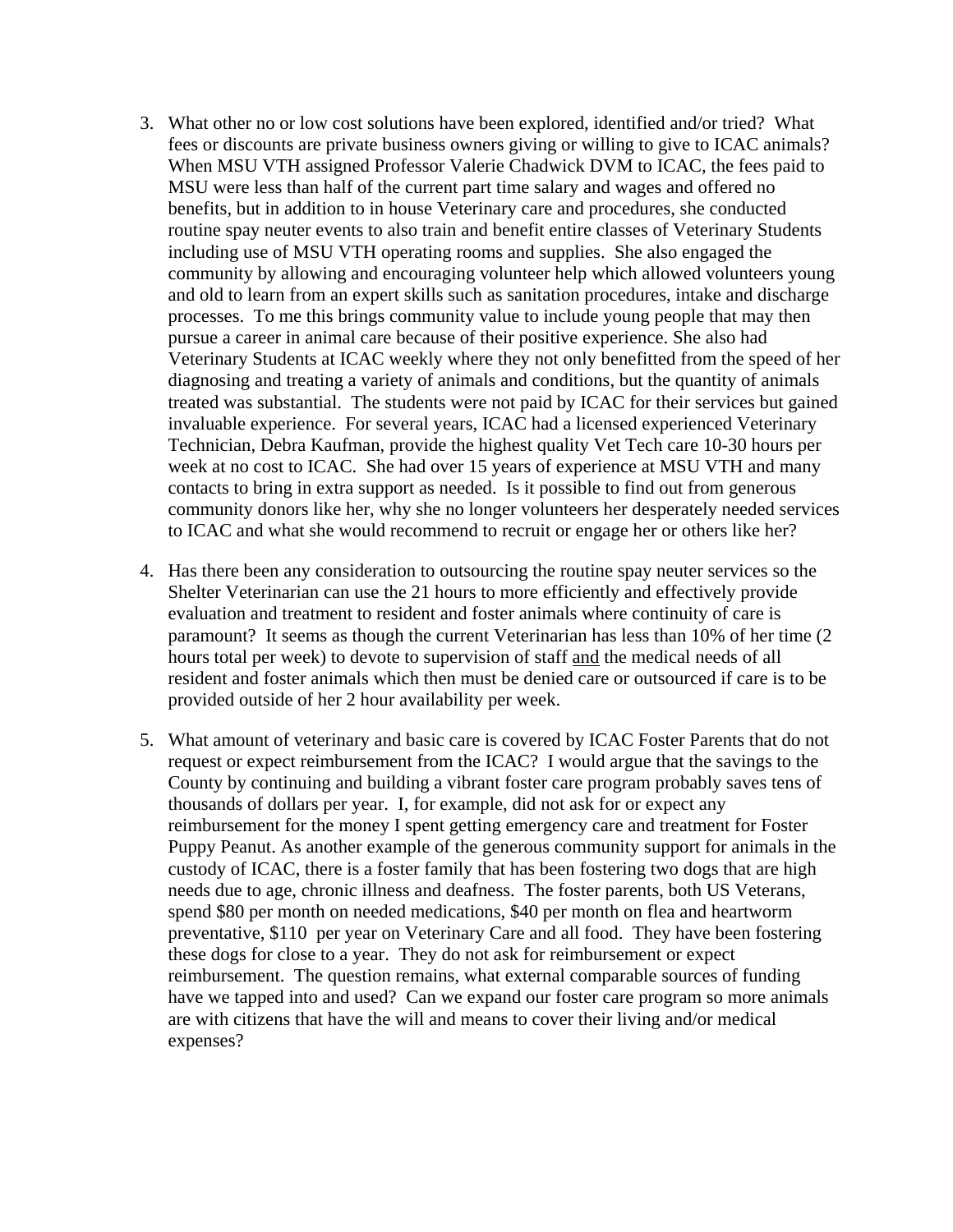3. What other no or low cost solutions have been explored, identified and/or tried? What fees or discounts are private business owners giving or willing to give to ICAC animals? When MSU VTH assigned Professor Valerie Chadwick DVM to ICAC, the fees paid to MSU were less than half of the current part time salary and wages and offered no benefits, but in addition to in house Veterinary care and procedures, she conducted routine spay neuter events to also train and benefit entire classes of Veterinary Students including use of MSU VTH operating rooms and supplies. She also engaged the community by allowing and encouraging volunteer help which allowed volunteers young and old to learn from an expert skills such as sanitation procedures, intake and discharge processes. To me this brings community value to include young people that may then pursue a career in animal care because of their positive experience. She also had Veterinary Students at ICAC weekly where they not only benefitted from the speed of her diagnosing and treating a variety of animals and conditions, but the quantity of animals treated was substantial. The students were not paid by ICAC for their services but gained invaluable experience. For several years, ICAC had a licensed experienced Veterinary Technician, Debra Kaufman, provide the highest quality Vet Tech care 10-30 hours per week at no cost to ICAC. She had over 15 years of experience at MSU VTH and many contacts to bring in extra support as needed. Is it possible to find out from generous community donors like her, why she no longer volunteers her desperately needed services to ICAC and what she would recommend to recruit or engage her or others like her?

4. Has there been any consideration to outsourcing the routine spay neuter services so the Shelter Veterinarian can use the 21 hours to more efficiently and effectively provide evaluation and treatment to resident and foster animals where continuity of care is paramount? It seems as though the current Veterinarian has less than 10% of her time (2 hours total per week) to devote to supervision of staff and the medical needs of all resident and foster animals which then must be denied care or outsourced if care is to be provided outside of her 2 hour availability per week.

5. What amount of veterinary and basic care is covered by ICAC Foster Parents that do not request or expect reimbursement from the ICAC? I would argue that the savings to the County by continuing and building a vibrant foster care program probably saves tens of thousands of dollars per year. I, for example, did not ask for or expect any reimbursement for the money I spent getting emergency care and treatment for Foster Puppy Peanut. As another example of the generous community support for animals in the custody of ICAC, there is a foster family that has been fostering two dogs that are high needs due to age, chronic illness and deafness. The foster parents, both US Veterans, spend $80 per month on needed medications, $40 per month on flea and heartworm preventative, $110 per year on Veterinary Care and all food. They have been fostering these dogs for close to a year. They do not ask for reimbursement or expect reimbursement. The question remains, what external comparable sources of funding have we tapped into and used? Can we expand our foster care program so more animals are with citizens that have the will and means to cover their living and/or medical expenses?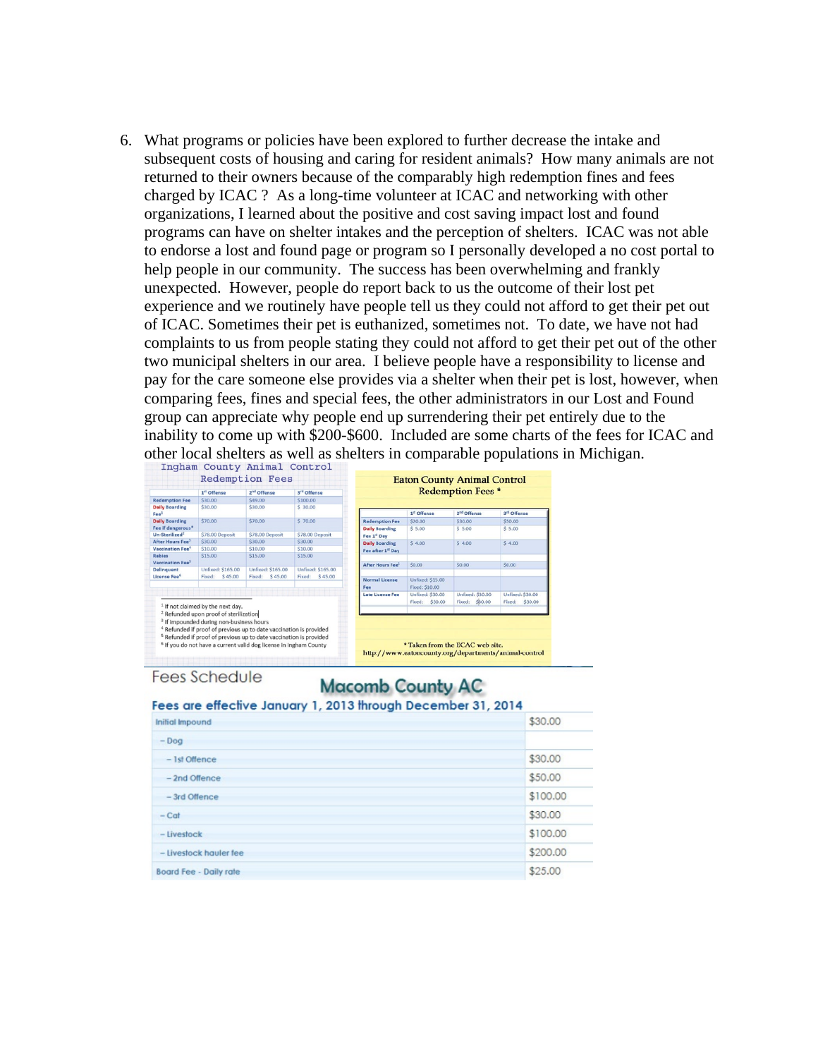6. What programs or policies have been explored to further decrease the intake and subsequent costs of housing and caring for resident animals? How many animals are not returned to their owners because of the comparably high redemption fines and fees charged by ICAC ? As a long-time volunteer at ICAC and networking with other organizations, I learned about the positive and cost saving impact lost and found programs can have on shelter intakes and the perception of shelters. ICAC was not able to endorse a lost and found page or program so I personally developed a no cost portal to help people in our community. The success has been overwhelming and frankly unexpected. However, people do report back to us the outcome of their lost pet experience and we routinely have people tell us they could not afford to get their pet out of ICAC. Sometimes their pet is euthanized, sometimes not. To date, we have not had complaints to us from people stating they could not afford to get their pet out of the other two municipal shelters in our area. I believe people have a responsibility to license and pay for the care someone else provides via a shelter when their pet is lost, however, when comparing fees, fines and special fees, the other administrators in our Lost and Found group can appreciate why people end up surrendering their pet entirely due to the inability to come up with $200-$600. Included are some charts of the fees for ICAC and other local shelters as well as shelters in comparable populations in Michigan.

**Ingham County Animal Control Redemption Fees**

| | 1st Offense | 2nd Offense | 3rd Offense |
|---|---|---|---|
| Redemption Fee | $30.00 | $49.00 | $100.00 |
| Daily Boarding Fee[1] | $30.00 | $30.00 | $ 30.00 |
| Daily Boarding Fee if dangerous[a] | $70.00 | $70.00 | $ 70.00 |
| Un-Sterilized[2] | $78.00 Deposit | $78.00 Deposit | $78.00 Deposit |
| After Hours Fee[3] | $30.00 | $30.00 | $30.00 |
| Vaccination Fee[4] | $10.00 | $10.00 | $10.00 |
| Rabies Vaccination Fee[5] | $15.00 | $15.00 | $15.00 |
| Delinquent License Fee[6] | Unfixed: $165.00 Fixed: $ 45.00 | Unfixed: $165.00 Fixed: $ 45.00 | Unfixed: $165.00 Fixed: $ 45.00 |

[1] If not claimed by the next day.
[2] Refunded upon proof of sterilization
[3] If impounded during non-business hours
[4] Refunded if proof of previous up to date vaccination is provided
[5] Refunded if proof of previous up to date vaccination is provided
[6] If you do not have a current valid dog license in Ingham County

**Eaton County Animal Control Redemption Fees ***

| | 1st Offense | 2nd Offense | 3rd Offense |
|---|---|---|---|
| Redemption Fee | $30.00 | $30.00 | $50.00 |
| Daily Boarding Fee 1st Day | $ 5.00 | $ 5.00 | $ 5.00 |
| Daily Boarding Fee after 1st Day | $ 4.00 | $ 4.00 | $ 4.00 |
| After Hours Fee[1] | $0.00 | $0.00 | $0.00 |
| Normal License Fee | Unfixed: $15.00 Fixed: $10.00 | | |
| Late License Fee | Unfixed: $30.00 Fixed: $30.00 | Unfixed: $30.00 Fixed: $30.00 | Unfixed: $30.00 Fixed: $30.00 |

* Taken from the ECAC web site.
http://www.eatoncounty.org/departments/animal-control

**Fees Schedule**

**Macomb County AC**

**Fees are effective January 1, 2013 through December 31, 2014**

| | |
|---|---|
| Initial Impound | $30.00 |
| – Dog | |
| – 1st Offence | $30.00 |
| – 2nd Offence | $50.00 |
| – 3rd Offence | $100.00 |
| – Cat | $30.00 |
| – Livestock | $100.00 |
| – Livestock hauler fee | $200.00 |
| Board Fee - Daily rate | $25.00 |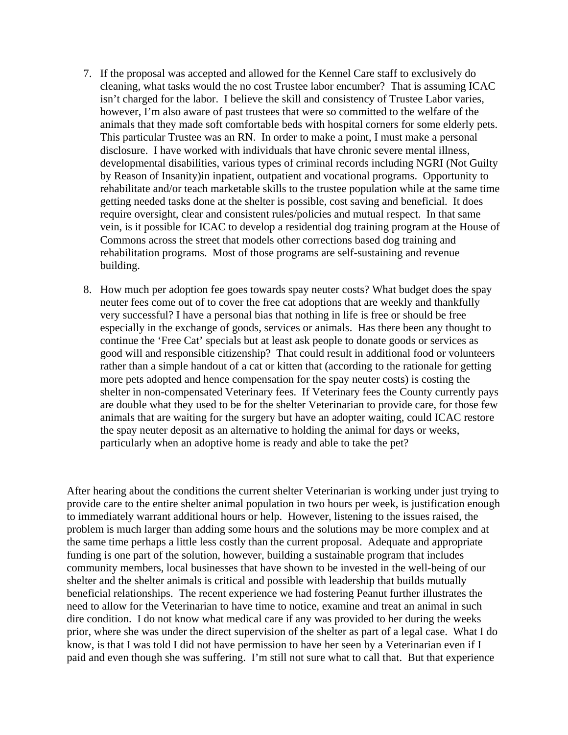7. If the proposal was accepted and allowed for the Kennel Care staff to exclusively do cleaning, what tasks would the no cost Trustee labor encumber? That is assuming ICAC isn't charged for the labor. I believe the skill and consistency of Trustee Labor varies, however, I'm also aware of past trustees that were so committed to the welfare of the animals that they made soft comfortable beds with hospital corners for some elderly pets. This particular Trustee was an RN. In order to make a point, I must make a personal disclosure. I have worked with individuals that have chronic severe mental illness, developmental disabilities, various types of criminal records including NGRI (Not Guilty by Reason of Insanity)in inpatient, outpatient and vocational programs. Opportunity to rehabilitate and/or teach marketable skills to the trustee population while at the same time getting needed tasks done at the shelter is possible, cost saving and beneficial. It does require oversight, clear and consistent rules/policies and mutual respect. In that same vein, is it possible for ICAC to develop a residential dog training program at the House of Commons across the street that models other corrections based dog training and rehabilitation programs. Most of those programs are self-sustaining and revenue building.

8. How much per adoption fee goes towards spay neuter costs? What budget does the spay neuter fees come out of to cover the free cat adoptions that are weekly and thankfully very successful? I have a personal bias that nothing in life is free or should be free especially in the exchange of goods, services or animals. Has there been any thought to continue the 'Free Cat' specials but at least ask people to donate goods or services as good will and responsible citizenship? That could result in additional food or volunteers rather than a simple handout of a cat or kitten that (according to the rationale for getting more pets adopted and hence compensation for the spay neuter costs) is costing the shelter in non-compensated Veterinary fees. If Veterinary fees the County currently pays are double what they used to be for the shelter Veterinarian to provide care, for those few animals that are waiting for the surgery but have an adopter waiting, could ICAC restore the spay neuter deposit as an alternative to holding the animal for days or weeks, particularly when an adoptive home is ready and able to take the pet?

After hearing about the conditions the current shelter Veterinarian is working under just trying to provide care to the entire shelter animal population in two hours per week, is justification enough to immediately warrant additional hours or help. However, listening to the issues raised, the problem is much larger than adding some hours and the solutions may be more complex and at the same time perhaps a little less costly than the current proposal. Adequate and appropriate funding is one part of the solution, however, building a sustainable program that includes community members, local businesses that have shown to be invested in the well-being of our shelter and the shelter animals is critical and possible with leadership that builds mutually beneficial relationships. The recent experience we had fostering Peanut further illustrates the need to allow for the Veterinarian to have time to notice, examine and treat an animal in such dire condition. I do not know what medical care if any was provided to her during the weeks prior, where she was under the direct supervision of the shelter as part of a legal case. What I do know, is that I was told I did not have permission to have her seen by a Veterinarian even if I paid and even though she was suffering. I'm still not sure what to call that. But that experience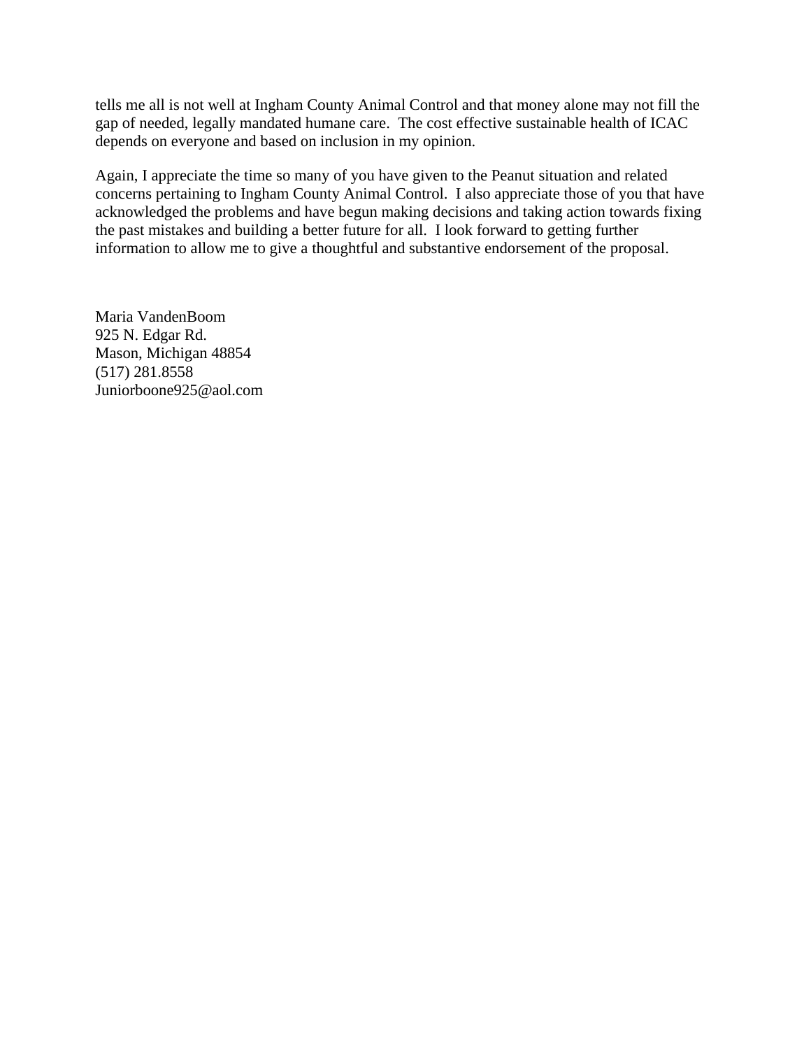tells me all is not well at Ingham County Animal Control and that money alone may not fill the gap of needed, legally mandated humane care. The cost effective sustainable health of ICAC depends on everyone and based on inclusion in my opinion.

Again, I appreciate the time so many of you have given to the Peanut situation and related concerns pertaining to Ingham County Animal Control. I also appreciate those of you that have acknowledged the problems and have begun making decisions and taking action towards fixing the past mistakes and building a better future for all. I look forward to getting further information to allow me to give a thoughtful and substantive endorsement of the proposal.

Maria VandenBoom  
925 N. Edgar Rd.  
Mason, Michigan 48854  
(517) 281.8558  
Juniorboone925@aol.com